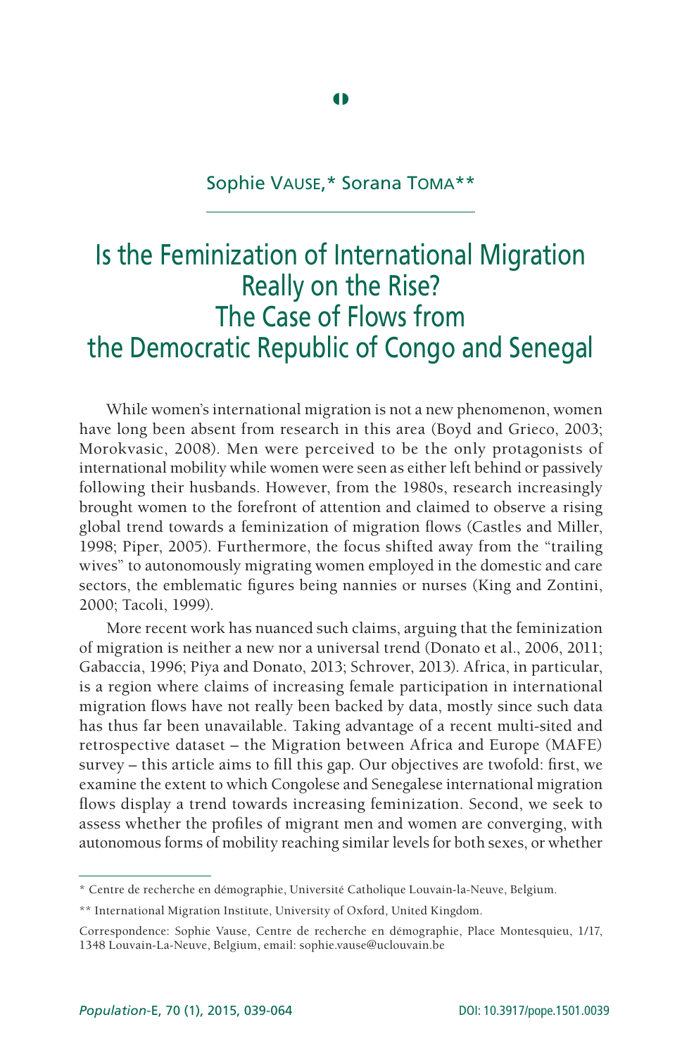Sophie VAUSE,* Sorana TOMA**

# Is the Feminization of International Migration Really on the Rise? The Case of Flows from the Democratic Republic of Congo and Senegal

While women's international migration is not a new phenomenon, women have long been absent from research in this area (Boyd and Grieco, 2003; Morokvasic, 2008). Men were perceived to be the only protagonists of international mobility while women were seen as either left behind or passively following their husbands. However, from the 1980s, research increasingly brought women to the forefront of attention and claimed to observe a rising global trend towards a feminization of migration flows (Castles and Miller, 1998; Piper, 2005). Furthermore, the focus shifted away from the "trailing wives" to autonomously migrating women employed in the domestic and care sectors, the emblematic figures being nannies or nurses (King and Zontini, 2000; Tacoli, 1999).

More recent work has nuanced such claims, arguing that the feminization of migration is neither a new nor a universal trend (Donato et al., 2006, 2011; Gabaccia, 1996; Piya and Donato, 2013; Schrover, 2013). Africa, in particular, is a region where claims of increasing female participation in international migration flows have not really been backed by data, mostly since such data has thus far been unavailable. Taking advantage of a recent multi-sited and retrospective dataset – the Migration between Africa and Europe (MAFE) survey – this article aims to fill this gap. Our objectives are twofold: first, we examine the extent to which Congolese and Senegalese international migration flows display a trend towards increasing feminization. Second, we seek to assess whether the profiles of migrant men and women are converging, with autonomous forms of mobility reaching similar levels for both sexes, or whether

* Centre de recherche en démographie, Université Catholique Louvain-la-Neuve, Belgium.

** International Migration Institute, University of Oxford, United Kingdom.

Correspondence: Sophie Vause, Centre de recherche en démographie, Place Montesquieu, 1/17, 1348 Louvain-La-Neuve, Belgium, email: sophie.vause@uclouvain.be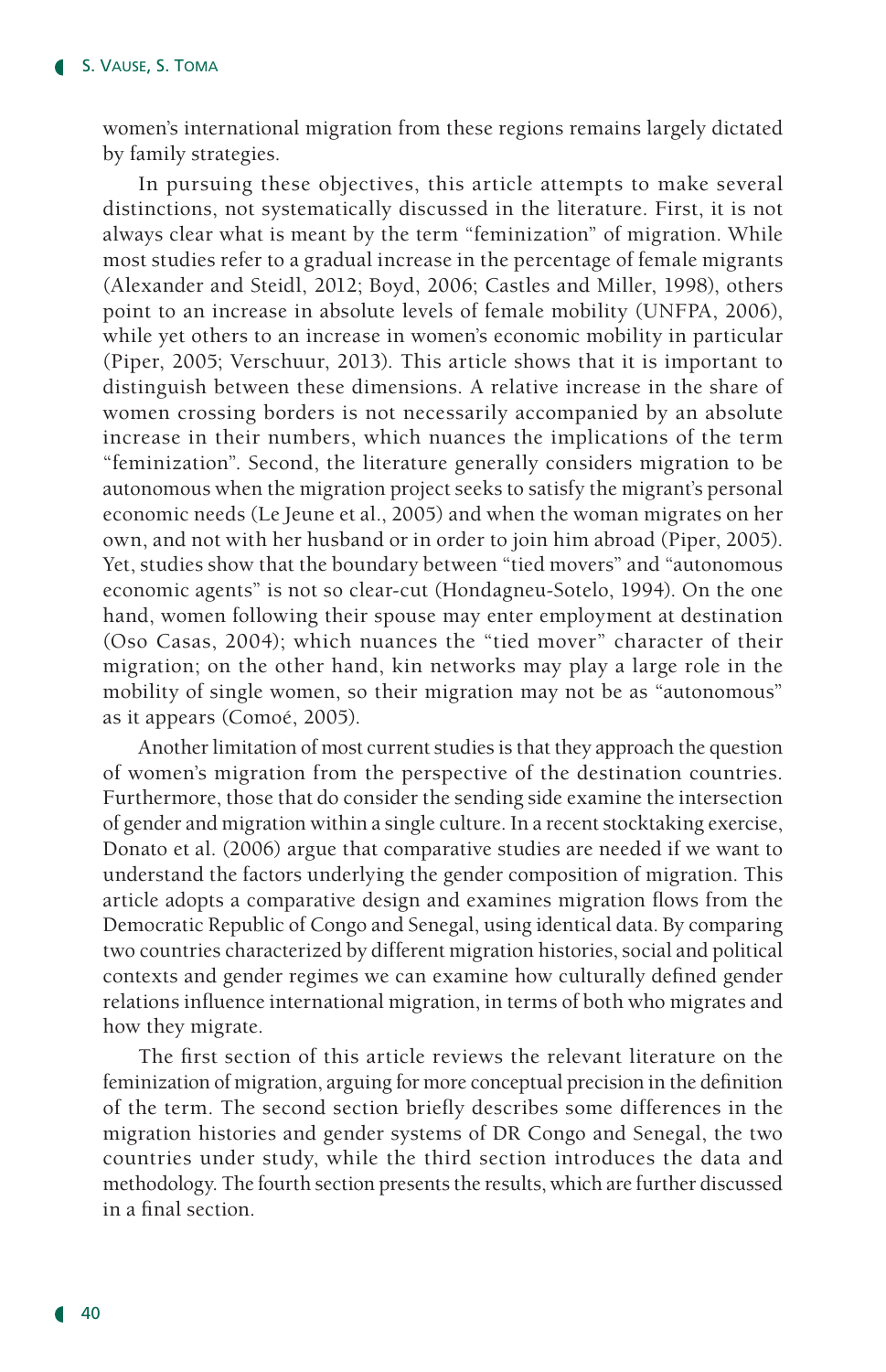women's international migration from these regions remains largely dictated by family strategies.

In pursuing these objectives, this article attempts to make several distinctions, not systematically discussed in the literature. First, it is not always clear what is meant by the term "feminization" of migration. While most studies refer to a gradual increase in the percentage of female migrants (Alexander and Steidl, 2012; Boyd, 2006; Castles and Miller, 1998), others point to an increase in absolute levels of female mobility (UNFPA, 2006), while yet others to an increase in women's economic mobility in particular (Piper, 2005; Verschuur, 2013). This article shows that it is important to distinguish between these dimensions. A relative increase in the share of women crossing borders is not necessarily accompanied by an absolute increase in their numbers, which nuances the implications of the term "feminization". Second, the literature generally considers migration to be autonomous when the migration project seeks to satisfy the migrant's personal economic needs (Le Jeune et al., 2005) and when the woman migrates on her own, and not with her husband or in order to join him abroad (Piper, 2005). Yet, studies show that the boundary between "tied movers" and "autonomous economic agents" is not so clear-cut (Hondagneu-Sotelo, 1994). On the one hand, women following their spouse may enter employment at destination (Oso Casas, 2004); which nuances the "tied mover" character of their migration; on the other hand, kin networks may play a large role in the mobility of single women, so their migration may not be as "autonomous" as it appears (Comoé, 2005).

Another limitation of most current studies is that they approach the question of women's migration from the perspective of the destination countries. Furthermore, those that do consider the sending side examine the intersection of gender and migration within a single culture. In a recent stocktaking exercise, Donato et al. (2006) argue that comparative studies are needed if we want to understand the factors underlying the gender composition of migration. This article adopts a comparative design and examines migration flows from the Democratic Republic of Congo and Senegal, using identical data. By comparing two countries characterized by different migration histories, social and political contexts and gender regimes we can examine how culturally defined gender relations influence international migration, in terms of both who migrates and how they migrate.

The first section of this article reviews the relevant literature on the feminization of migration, arguing for more conceptual precision in the definition of the term. The second section briefly describes some differences in the migration histories and gender systems of DR Congo and Senegal, the two countries under study, while the third section introduces the data and methodology. The fourth section presents the results, which are further discussed in a final section.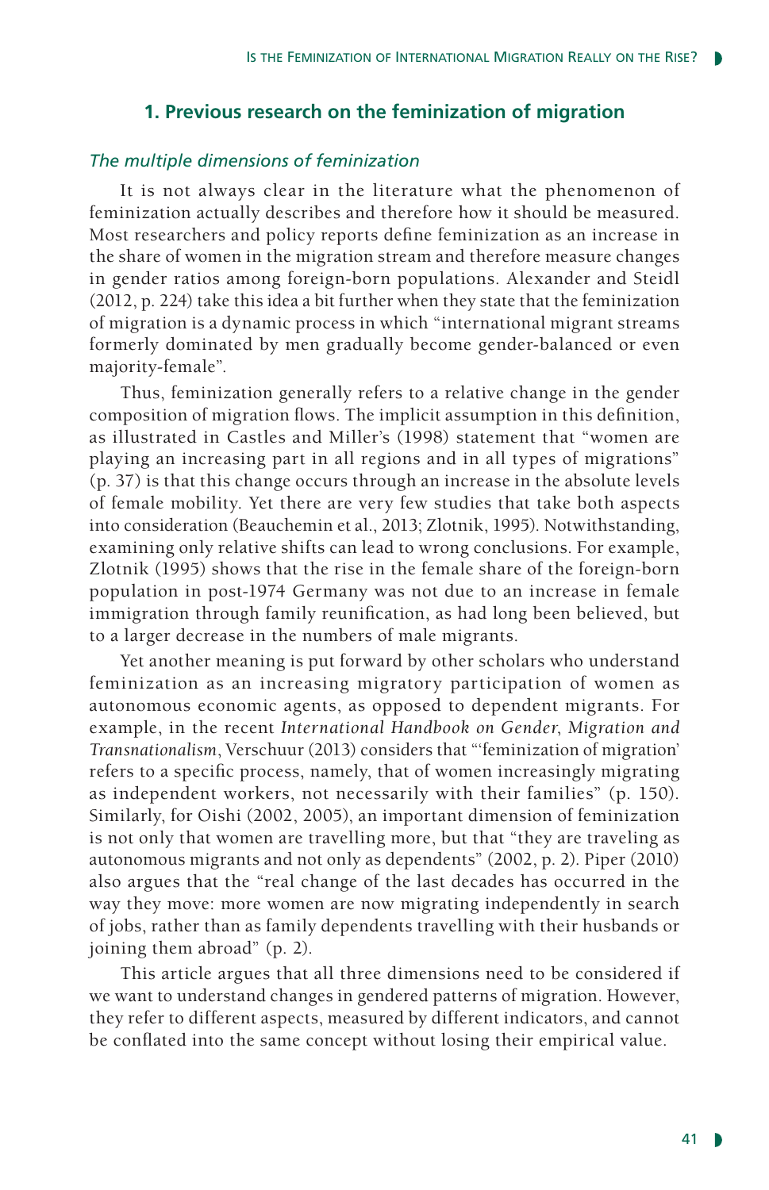## 1. Previous research on the feminization of migration

### *The multiple dimensions of feminization*

It is not always clear in the literature what the phenomenon of feminization actually describes and therefore how it should be measured. Most researchers and policy reports define feminization as an increase in the share of women in the migration stream and therefore measure changes in gender ratios among foreign-born populations. Alexander and Steidl (2012, p. 224) take this idea a bit further when they state that the feminization of migration is a dynamic process in which "international migrant streams formerly dominated by men gradually become gender-balanced or even majority-female".

Thus, feminization generally refers to a relative change in the gender composition of migration flows. The implicit assumption in this definition, as illustrated in Castles and Miller's (1998) statement that "women are playing an increasing part in all regions and in all types of migrations" (p. 37) is that this change occurs through an increase in the absolute levels of female mobility. Yet there are very few studies that take both aspects into consideration (Beauchemin et al., 2013; Zlotnik, 1995). Notwithstanding, examining only relative shifts can lead to wrong conclusions. For example, Zlotnik (1995) shows that the rise in the female share of the foreign-born population in post-1974 Germany was not due to an increase in female immigration through family reunification, as had long been believed, but to a larger decrease in the numbers of male migrants.

Yet another meaning is put forward by other scholars who understand feminization as an increasing migratory participation of women as autonomous economic agents, as opposed to dependent migrants. For example, in the recent *International Handbook on Gender, Migration and Transnationalism*, Verschuur (2013) considers that "'feminization of migration' refers to a specific process, namely, that of women increasingly migrating as independent workers, not necessarily with their families" (p. 150). Similarly, for Oishi (2002, 2005), an important dimension of feminization is not only that women are travelling more, but that "they are traveling as autonomous migrants and not only as dependents" (2002, p. 2). Piper (2010) also argues that the "real change of the last decades has occurred in the way they move: more women are now migrating independently in search of jobs, rather than as family dependents travelling with their husbands or joining them abroad" (p. 2).

This article argues that all three dimensions need to be considered if we want to understand changes in gendered patterns of migration. However, they refer to different aspects, measured by different indicators, and cannot be conflated into the same concept without losing their empirical value.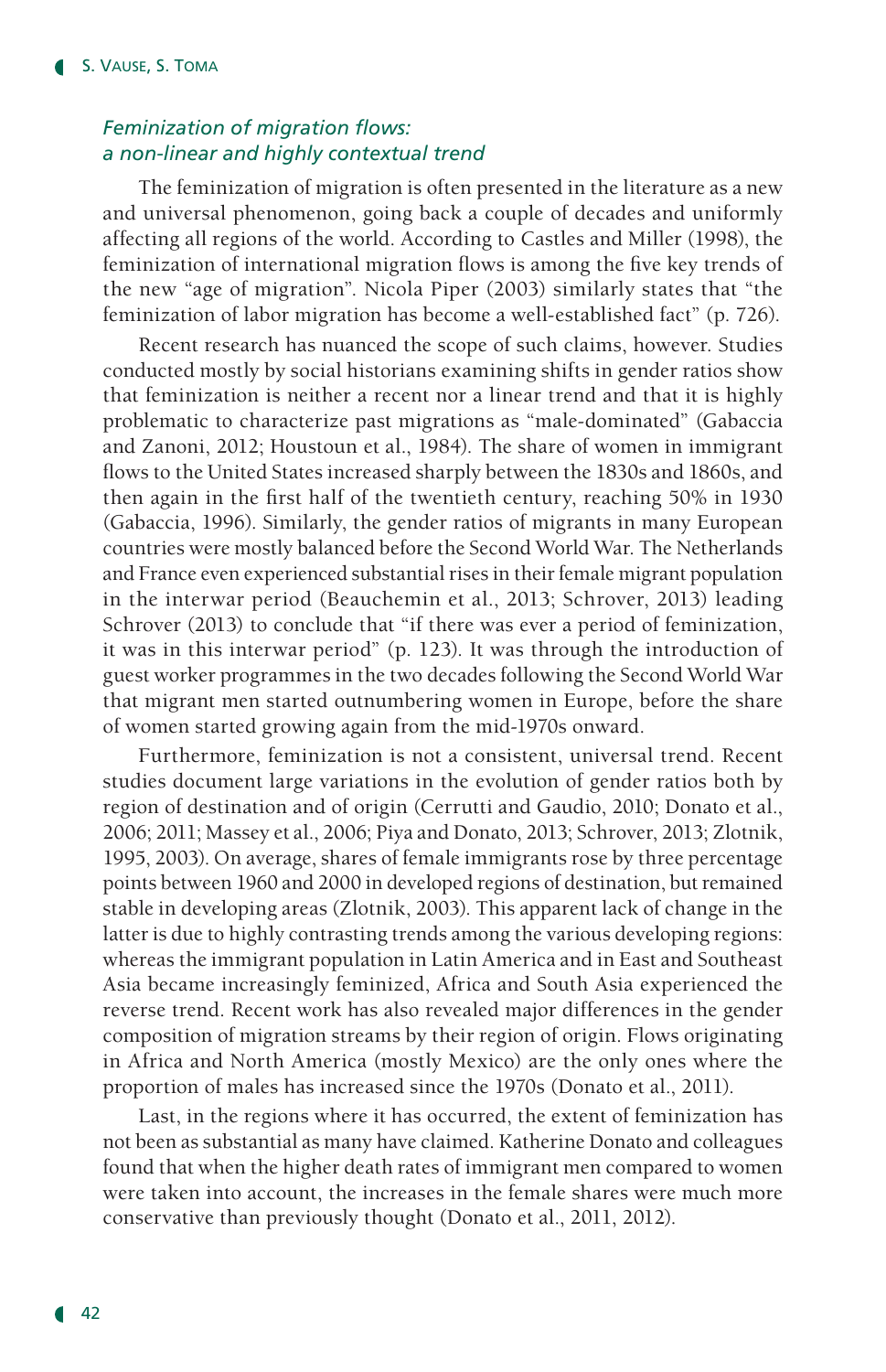## *Feminization of migration flows: a non-linear and highly contextual trend*

The feminization of migration is often presented in the literature as a new and universal phenomenon, going back a couple of decades and uniformly affecting all regions of the world. According to Castles and Miller (1998), the feminization of international migration flows is among the five key trends of the new "age of migration". Nicola Piper (2003) similarly states that "the feminization of labor migration has become a well-established fact" (p. 726).

Recent research has nuanced the scope of such claims, however. Studies conducted mostly by social historians examining shifts in gender ratios show that feminization is neither a recent nor a linear trend and that it is highly problematic to characterize past migrations as "male-dominated" (Gabaccia and Zanoni, 2012; Houstoun et al., 1984). The share of women in immigrant flows to the United States increased sharply between the 1830s and 1860s, and then again in the first half of the twentieth century, reaching 50% in 1930 (Gabaccia, 1996). Similarly, the gender ratios of migrants in many European countries were mostly balanced before the Second World War. The Netherlands and France even experienced substantial rises in their female migrant population in the interwar period (Beauchemin et al., 2013; Schrover, 2013) leading Schrover (2013) to conclude that "if there was ever a period of feminization, it was in this interwar period" (p. 123). It was through the introduction of guest worker programmes in the two decades following the Second World War that migrant men started outnumbering women in Europe, before the share of women started growing again from the mid-1970s onward.

Furthermore, feminization is not a consistent, universal trend. Recent studies document large variations in the evolution of gender ratios both by region of destination and of origin (Cerrutti and Gaudio, 2010; Donato et al., 2006; 2011; Massey et al., 2006; Piya and Donato, 2013; Schrover, 2013; Zlotnik, 1995, 2003). On average, shares of female immigrants rose by three percentage points between 1960 and 2000 in developed regions of destination, but remained stable in developing areas (Zlotnik, 2003). This apparent lack of change in the latter is due to highly contrasting trends among the various developing regions: whereas the immigrant population in Latin America and in East and Southeast Asia became increasingly feminized, Africa and South Asia experienced the reverse trend. Recent work has also revealed major differences in the gender composition of migration streams by their region of origin. Flows originating in Africa and North America (mostly Mexico) are the only ones where the proportion of males has increased since the 1970s (Donato et al., 2011).

Last, in the regions where it has occurred, the extent of feminization has not been as substantial as many have claimed. Katherine Donato and colleagues found that when the higher death rates of immigrant men compared to women were taken into account, the increases in the female shares were much more conservative than previously thought (Donato et al., 2011, 2012).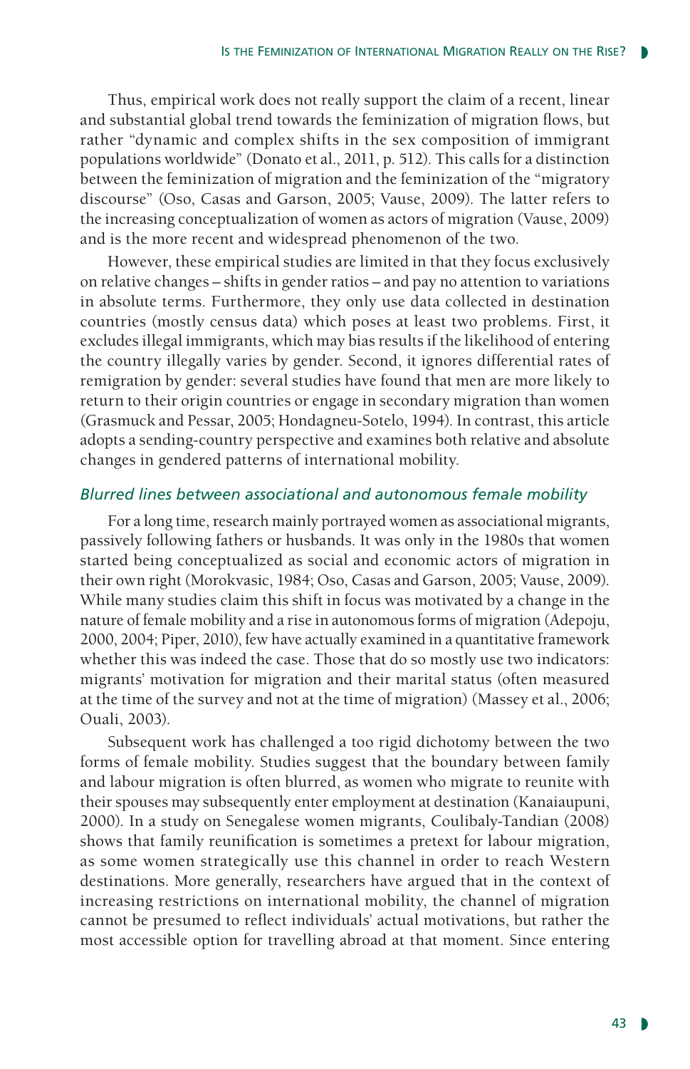Thus, empirical work does not really support the claim of a recent, linear and substantial global trend towards the feminization of migration flows, but rather "dynamic and complex shifts in the sex composition of immigrant populations worldwide" (Donato et al., 2011, p. 512). This calls for a distinction between the feminization of migration and the feminization of the "migratory discourse" (Oso, Casas and Garson, 2005; Vause, 2009). The latter refers to the increasing conceptualization of women as actors of migration (Vause, 2009) and is the more recent and widespread phenomenon of the two.

However, these empirical studies are limited in that they focus exclusively on relative changes – shifts in gender ratios – and pay no attention to variations in absolute terms. Furthermore, they only use data collected in destination countries (mostly census data) which poses at least two problems. First, it excludes illegal immigrants, which may bias results if the likelihood of entering the country illegally varies by gender. Second, it ignores differential rates of remigration by gender: several studies have found that men are more likely to return to their origin countries or engage in secondary migration than women (Grasmuck and Pessar, 2005; Hondagneu-Sotelo, 1994). In contrast, this article adopts a sending-country perspective and examines both relative and absolute changes in gendered patterns of international mobility.

### *Blurred lines between associational and autonomous female mobility*

For a long time, research mainly portrayed women as associational migrants, passively following fathers or husbands. It was only in the 1980s that women started being conceptualized as social and economic actors of migration in their own right (Morokvasic, 1984; Oso, Casas and Garson, 2005; Vause, 2009). While many studies claim this shift in focus was motivated by a change in the nature of female mobility and a rise in autonomous forms of migration (Adepoju, 2000, 2004; Piper, 2010), few have actually examined in a quantitative framework whether this was indeed the case. Those that do so mostly use two indicators: migrants' motivation for migration and their marital status (often measured at the time of the survey and not at the time of migration) (Massey et al., 2006; Ouali, 2003).

Subsequent work has challenged a too rigid dichotomy between the two forms of female mobility. Studies suggest that the boundary between family and labour migration is often blurred, as women who migrate to reunite with their spouses may subsequently enter employment at destination (Kanaiaupuni, 2000). In a study on Senegalese women migrants, Coulibaly-Tandian (2008) shows that family reunification is sometimes a pretext for labour migration, as some women strategically use this channel in order to reach Western destinations. More generally, researchers have argued that in the context of increasing restrictions on international mobility, the channel of migration cannot be presumed to reflect individuals' actual motivations, but rather the most accessible option for travelling abroad at that moment. Since entering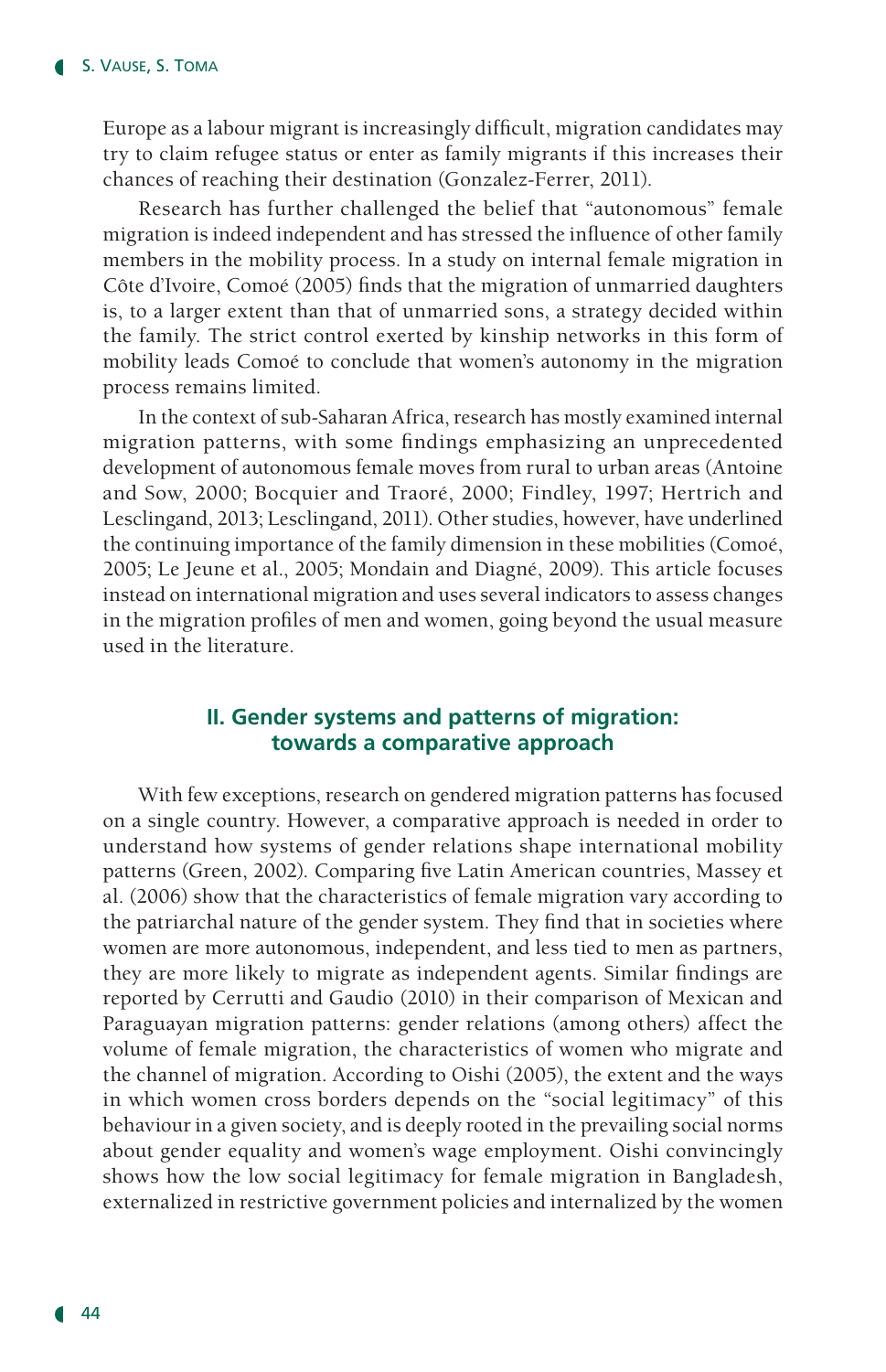Europe as a labour migrant is increasingly difficult, migration candidates may try to claim refugee status or enter as family migrants if this increases their chances of reaching their destination (Gonzalez-Ferrer, 2011).

Research has further challenged the belief that "autonomous" female migration is indeed independent and has stressed the influence of other family members in the mobility process. In a study on internal female migration in Côte d'Ivoire, Comoé (2005) finds that the migration of unmarried daughters is, to a larger extent than that of unmarried sons, a strategy decided within the family. The strict control exerted by kinship networks in this form of mobility leads Comoé to conclude that women's autonomy in the migration process remains limited.

In the context of sub-Saharan Africa, research has mostly examined internal migration patterns, with some findings emphasizing an unprecedented development of autonomous female moves from rural to urban areas (Antoine and Sow, 2000; Bocquier and Traoré, 2000; Findley, 1997; Hertrich and Lesclingand, 2013; Lesclingand, 2011). Other studies, however, have underlined the continuing importance of the family dimension in these mobilities (Comoé, 2005; Le Jeune et al., 2005; Mondain and Diagné, 2009). This article focuses instead on international migration and uses several indicators to assess changes in the migration profiles of men and women, going beyond the usual measure used in the literature.

## II. Gender systems and patterns of migration: towards a comparative approach

With few exceptions, research on gendered migration patterns has focused on a single country. However, a comparative approach is needed in order to understand how systems of gender relations shape international mobility patterns (Green, 2002). Comparing five Latin American countries, Massey et al. (2006) show that the characteristics of female migration vary according to the patriarchal nature of the gender system. They find that in societies where women are more autonomous, independent, and less tied to men as partners, they are more likely to migrate as independent agents. Similar findings are reported by Cerrutti and Gaudio (2010) in their comparison of Mexican and Paraguayan migration patterns: gender relations (among others) affect the volume of female migration, the characteristics of women who migrate and the channel of migration. According to Oishi (2005), the extent and the ways in which women cross borders depends on the "social legitimacy" of this behaviour in a given society, and is deeply rooted in the prevailing social norms about gender equality and women's wage employment. Oishi convincingly shows how the low social legitimacy for female migration in Bangladesh, externalized in restrictive government policies and internalized by the women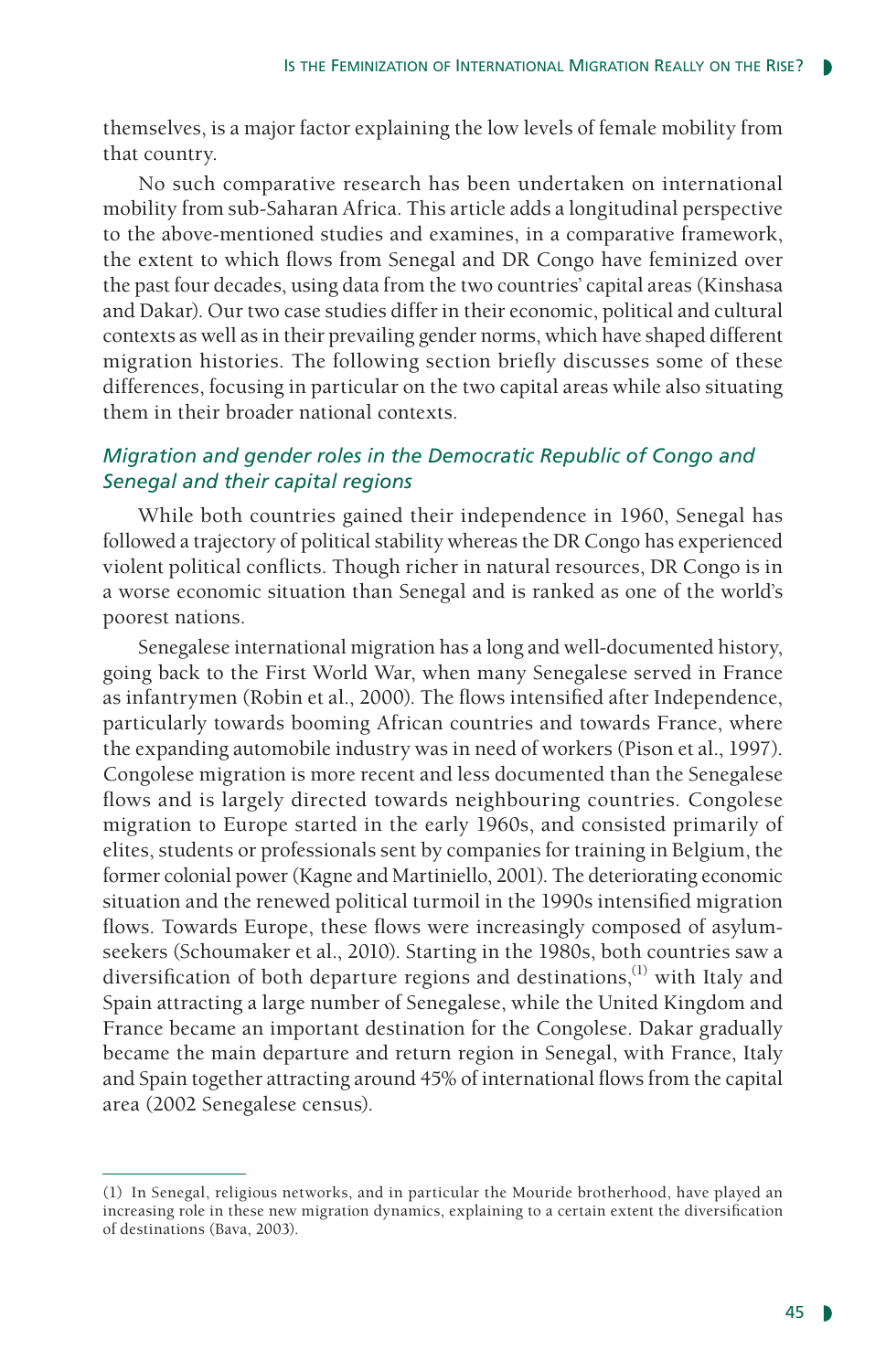themselves, is a major factor explaining the low levels of female mobility from that country.

No such comparative research has been undertaken on international mobility from sub-Saharan Africa. This article adds a longitudinal perspective to the above-mentioned studies and examines, in a comparative framework, the extent to which flows from Senegal and DR Congo have feminized over the past four decades, using data from the two countries' capital areas (Kinshasa and Dakar). Our two case studies differ in their economic, political and cultural contexts as well as in their prevailing gender norms, which have shaped different migration histories. The following section briefly discusses some of these differences, focusing in particular on the two capital areas while also situating them in their broader national contexts.

### *Migration and gender roles in the Democratic Republic of Congo and Senegal and their capital regions*

While both countries gained their independence in 1960, Senegal has followed a trajectory of political stability whereas the DR Congo has experienced violent political conflicts. Though richer in natural resources, DR Congo is in a worse economic situation than Senegal and is ranked as one of the world's poorest nations.

Senegalese international migration has a long and well-documented history, going back to the First World War, when many Senegalese served in France as infantrymen (Robin et al., 2000). The flows intensified after Independence, particularly towards booming African countries and towards France, where the expanding automobile industry was in need of workers (Pison et al., 1997). Congolese migration is more recent and less documented than the Senegalese flows and is largely directed towards neighbouring countries. Congolese migration to Europe started in the early 1960s, and consisted primarily of elites, students or professionals sent by companies for training in Belgium, the former colonial power (Kagne and Martiniello, 2001). The deteriorating economic situation and the renewed political turmoil in the 1990s intensified migration flows. Towards Europe, these flows were increasingly composed of asylum-seekers (Schoumaker et al., 2010). Starting in the 1980s, both countries saw a diversification of both departure regions and destinations,(1) with Italy and Spain attracting a large number of Senegalese, while the United Kingdom and France became an important destination for the Congolese. Dakar gradually became the main departure and return region in Senegal, with France, Italy and Spain together attracting around 45% of international flows from the capital area (2002 Senegalese census).

(1) In Senegal, religious networks, and in particular the Mouride brotherhood, have played an increasing role in these new migration dynamics, explaining to a certain extent the diversification of destinations (Bava, 2003).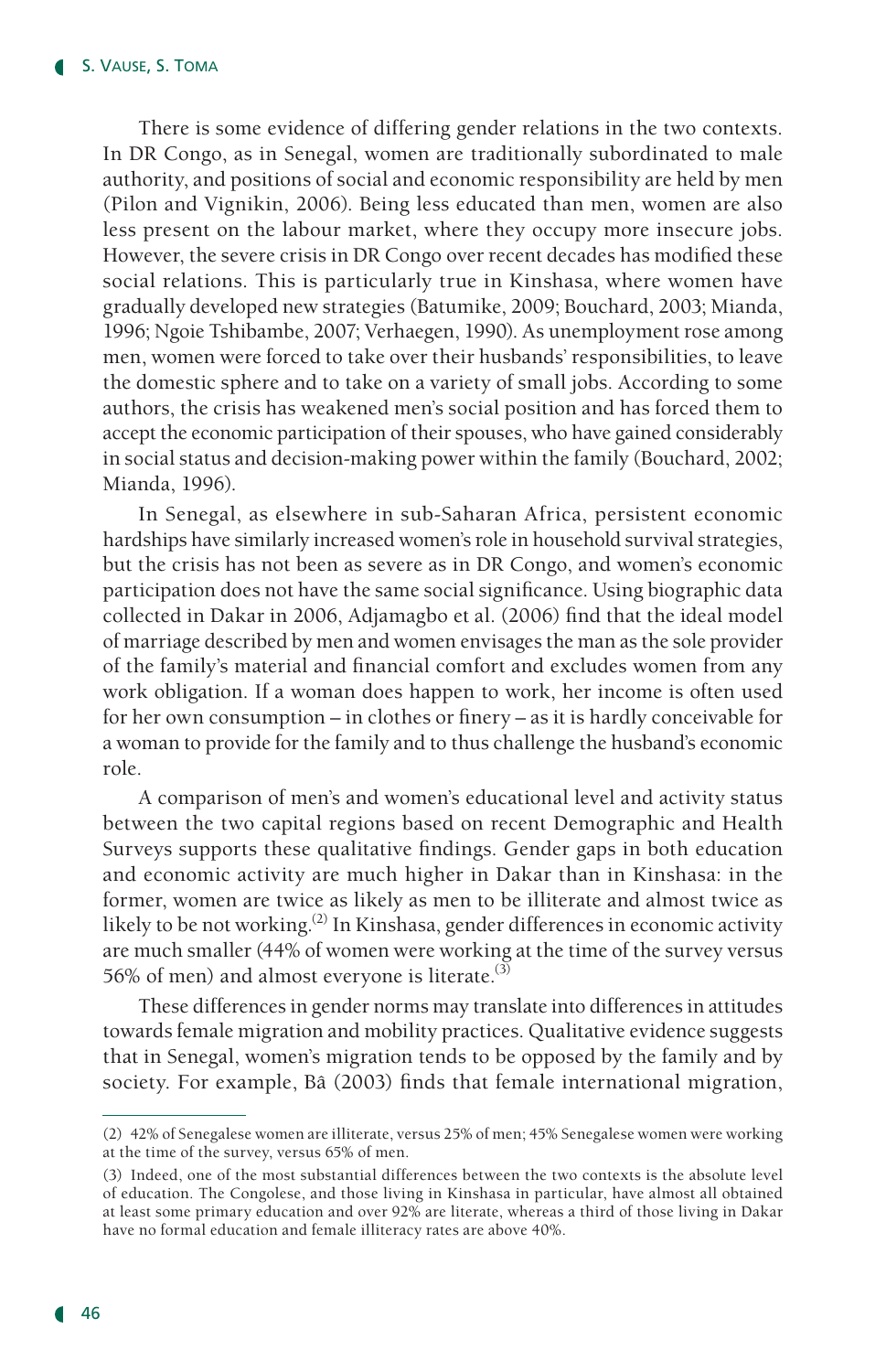There is some evidence of differing gender relations in the two contexts. In DR Congo, as in Senegal, women are traditionally subordinated to male authority, and positions of social and economic responsibility are held by men (Pilon and Vignikin, 2006). Being less educated than men, women are also less present on the labour market, where they occupy more insecure jobs. However, the severe crisis in DR Congo over recent decades has modified these social relations. This is particularly true in Kinshasa, where women have gradually developed new strategies (Batumike, 2009; Bouchard, 2003; Mianda, 1996; Ngoie Tshibambe, 2007; Verhaegen, 1990). As unemployment rose among men, women were forced to take over their husbands' responsibilities, to leave the domestic sphere and to take on a variety of small jobs. According to some authors, the crisis has weakened men's social position and has forced them to accept the economic participation of their spouses, who have gained considerably in social status and decision-making power within the family (Bouchard, 2002; Mianda, 1996).

In Senegal, as elsewhere in sub-Saharan Africa, persistent economic hardships have similarly increased women's role in household survival strategies, but the crisis has not been as severe as in DR Congo, and women's economic participation does not have the same social significance. Using biographic data collected in Dakar in 2006, Adjamagbo et al. (2006) find that the ideal model of marriage described by men and women envisages the man as the sole provider of the family's material and financial comfort and excludes women from any work obligation. If a woman does happen to work, her income is often used for her own consumption – in clothes or finery – as it is hardly conceivable for a woman to provide for the family and to thus challenge the husband's economic role.

A comparison of men's and women's educational level and activity status between the two capital regions based on recent Demographic and Health Surveys supports these qualitative findings. Gender gaps in both education and economic activity are much higher in Dakar than in Kinshasa: in the former, women are twice as likely as men to be illiterate and almost twice as likely to be not working.(2) In Kinshasa, gender differences in economic activity are much smaller (44% of women were working at the time of the survey versus 56% of men) and almost everyone is literate.(3)

These differences in gender norms may translate into differences in attitudes towards female migration and mobility practices. Qualitative evidence suggests that in Senegal, women's migration tends to be opposed by the family and by society. For example, Bâ (2003) finds that female international migration,

---

(2) 42% of Senegalese women are illiterate, versus 25% of men; 45% Senegalese women were working at the time of the survey, versus 65% of men.

(3) Indeed, one of the most substantial differences between the two contexts is the absolute level of education. The Congolese, and those living in Kinshasa in particular, have almost all obtained at least some primary education and over 92% are literate, whereas a third of those living in Dakar have no formal education and female illiteracy rates are above 40%.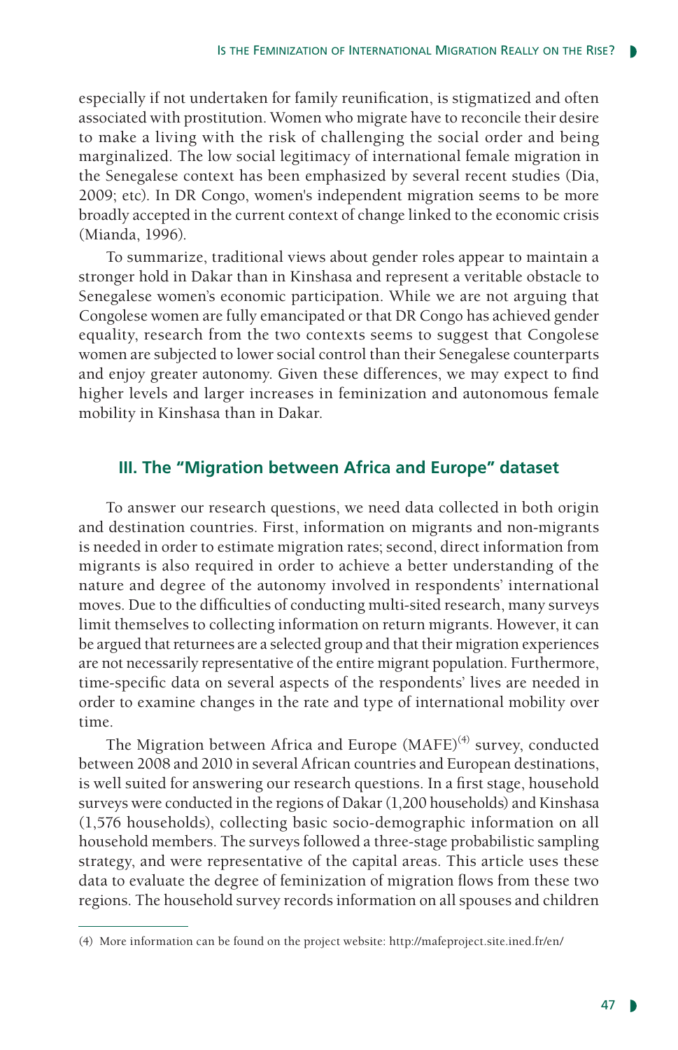especially if not undertaken for family reunification, is stigmatized and often associated with prostitution. Women who migrate have to reconcile their desire to make a living with the risk of challenging the social order and being marginalized. The low social legitimacy of international female migration in the Senegalese context has been emphasized by several recent studies (Dia, 2009; etc). In DR Congo, women's independent migration seems to be more broadly accepted in the current context of change linked to the economic crisis (Mianda, 1996).

To summarize, traditional views about gender roles appear to maintain a stronger hold in Dakar than in Kinshasa and represent a veritable obstacle to Senegalese women's economic participation. While we are not arguing that Congolese women are fully emancipated or that DR Congo has achieved gender equality, research from the two contexts seems to suggest that Congolese women are subjected to lower social control than their Senegalese counterparts and enjoy greater autonomy. Given these differences, we may expect to find higher levels and larger increases in feminization and autonomous female mobility in Kinshasa than in Dakar.

## III. The "Migration between Africa and Europe" dataset

To answer our research questions, we need data collected in both origin and destination countries. First, information on migrants and non-migrants is needed in order to estimate migration rates; second, direct information from migrants is also required in order to achieve a better understanding of the nature and degree of the autonomy involved in respondents' international moves. Due to the difficulties of conducting multi-sited research, many surveys limit themselves to collecting information on return migrants. However, it can be argued that returnees are a selected group and that their migration experiences are not necessarily representative of the entire migrant population. Furthermore, time-specific data on several aspects of the respondents' lives are needed in order to examine changes in the rate and type of international mobility over time.

The Migration between Africa and Europe (MAFE)[4] survey, conducted between 2008 and 2010 in several African countries and European destinations, is well suited for answering our research questions. In a first stage, household surveys were conducted in the regions of Dakar (1,200 households) and Kinshasa (1,576 households), collecting basic socio-demographic information on all household members. The surveys followed a three-stage probabilistic sampling strategy, and were representative of the capital areas. This article uses these data to evaluate the degree of feminization of migration flows from these two regions. The household survey records information on all spouses and children

(4) More information can be found on the project website: http://mafeproject.site.ined.fr/en/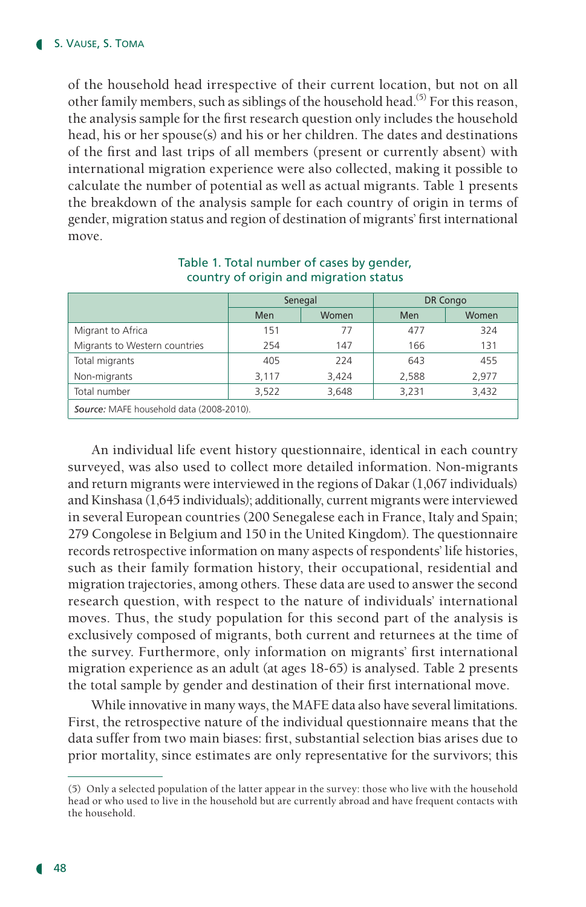of the household head irrespective of their current location, but not on all other family members, such as siblings of the household head.[5] For this reason, the analysis sample for the first research question only includes the household head, his or her spouse(s) and his or her children. The dates and destinations of the first and last trips of all members (present or currently absent) with international migration experience were also collected, making it possible to calculate the number of potential as well as actual migrants. Table 1 presents the breakdown of the analysis sample for each country of origin in terms of gender, migration status and region of destination of migrants' first international move.

Table 1. Total number of cases by gender, country of origin and migration status

| | Senegal | | DR Congo | |
|---|---|---|---|---|
| | Men | Women | Men | Women |
| Migrant to Africa | 151 | 77 | 477 | 324 |
| Migrants to Western countries | 254 | 147 | 166 | 131 |
| Total migrants | 405 | 224 | 643 | 455 |
| Non-migrants | 3,117 | 3,424 | 2,588 | 2,977 |
| Total number | 3,522 | 3,648 | 3,231 | 3,432 |

*Source:* MAFE household data (2008-2010).

An individual life event history questionnaire, identical in each country surveyed, was also used to collect more detailed information. Non-migrants and return migrants were interviewed in the regions of Dakar (1,067 individuals) and Kinshasa (1,645 individuals); additionally, current migrants were interviewed in several European countries (200 Senegalese each in France, Italy and Spain; 279 Congolese in Belgium and 150 in the United Kingdom). The questionnaire records retrospective information on many aspects of respondents' life histories, such as their family formation history, their occupational, residential and migration trajectories, among others. These data are used to answer the second research question, with respect to the nature of individuals' international moves. Thus, the study population for this second part of the analysis is exclusively composed of migrants, both current and returnees at the time of the survey. Furthermore, only information on migrants' first international migration experience as an adult (at ages 18-65) is analysed. Table 2 presents the total sample by gender and destination of their first international move.

While innovative in many ways, the MAFE data also have several limitations. First, the retrospective nature of the individual questionnaire means that the data suffer from two main biases: first, substantial selection bias arises due to prior mortality, since estimates are only representative for the survivors; this

(5) Only a selected population of the latter appear in the survey: those who live with the household head or who used to live in the household but are currently abroad and have frequent contacts with the household.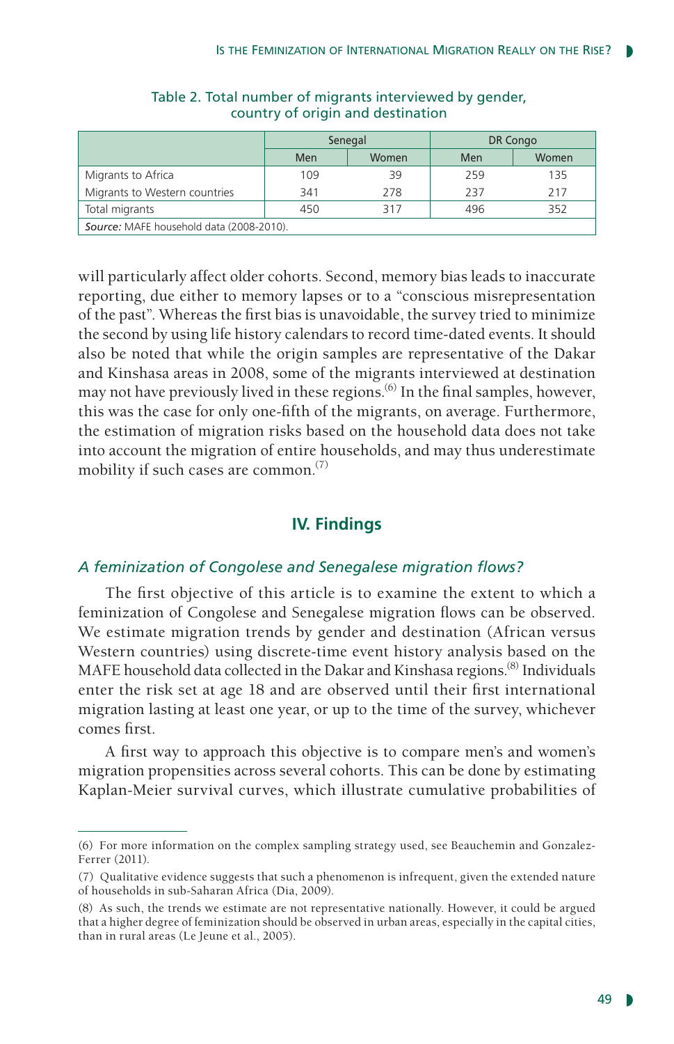Table 2. Total number of migrants interviewed by gender, country of origin and destination

| | Senegal | | DR Congo | |
|---|---|---|---|---|
| | Men | Women | Men | Women |
| Migrants to Africa | 109 | 39 | 259 | 135 |
| Migrants to Western countries | 341 | 278 | 237 | 217 |
| Total migrants | 450 | 317 | 496 | 352 |

*Source:* MAFE household data (2008-2010).

will particularly affect older cohorts. Second, memory bias leads to inaccurate reporting, due either to memory lapses or to a "conscious misrepresentation of the past". Whereas the first bias is unavoidable, the survey tried to minimize the second by using life history calendars to record time-dated events. It should also be noted that while the origin samples are representative of the Dakar and Kinshasa areas in 2008, some of the migrants interviewed at destination may not have previously lived in these regions.[6] In the final samples, however, this was the case for only one-fifth of the migrants, on average. Furthermore, the estimation of migration risks based on the household data does not take into account the migration of entire households, and may thus underestimate mobility if such cases are common.[7]

## IV. Findings

### *A feminization of Congolese and Senegalese migration flows?*

The first objective of this article is to examine the extent to which a feminization of Congolese and Senegalese migration flows can be observed. We estimate migration trends by gender and destination (African versus Western countries) using discrete-time event history analysis based on the MAFE household data collected in the Dakar and Kinshasa regions.[8] Individuals enter the risk set at age 18 and are observed until their first international migration lasting at least one year, or up to the time of the survey, whichever comes first.

A first way to approach this objective is to compare men's and women's migration propensities across several cohorts. This can be done by estimating Kaplan-Meier survival curves, which illustrate cumulative probabilities of

(6) For more information on the complex sampling strategy used, see Beauchemin and Gonzalez-Ferrer (2011).

(7) Qualitative evidence suggests that such a phenomenon is infrequent, given the extended nature of households in sub-Saharan Africa (Dia, 2009).

(8) As such, the trends we estimate are not representative nationally. However, it could be argued that a higher degree of feminization should be observed in urban areas, especially in the capital cities, than in rural areas (Le Jeune et al., 2005).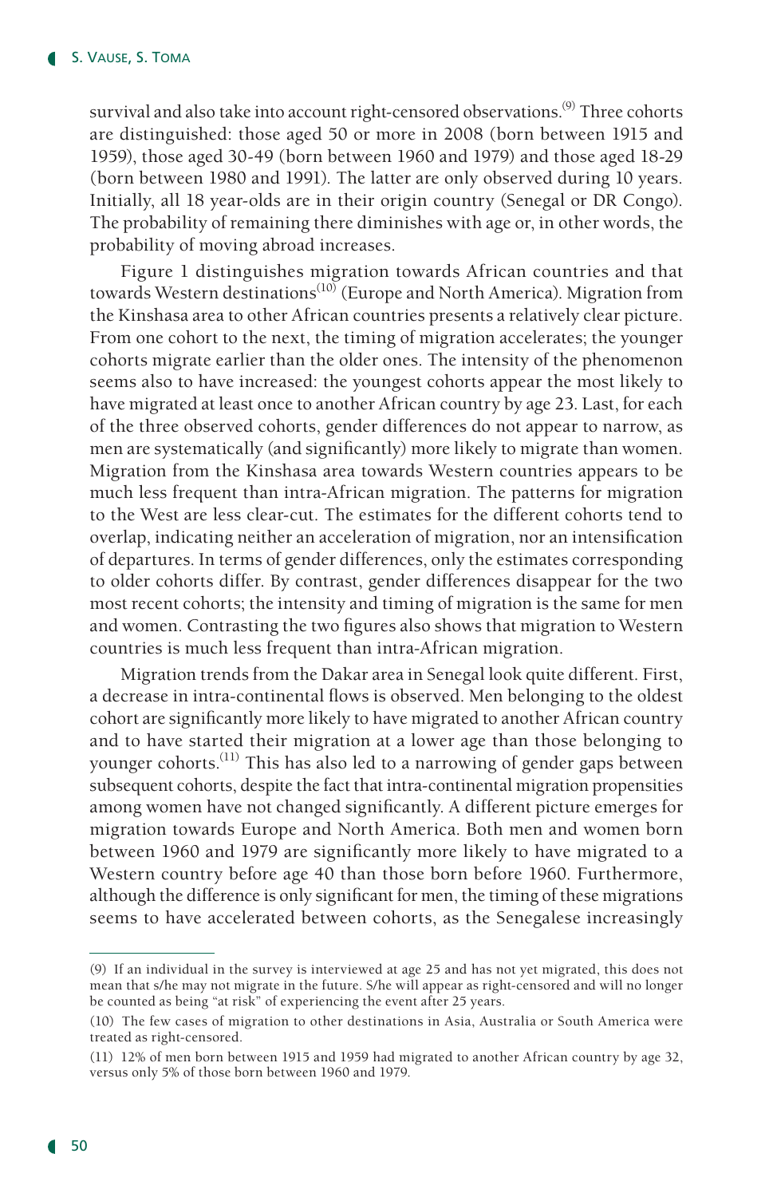survival and also take into account right-censored observations.[9] Three cohorts are distinguished: those aged 50 or more in 2008 (born between 1915 and 1959), those aged 30-49 (born between 1960 and 1979) and those aged 18-29 (born between 1980 and 1991). The latter are only observed during 10 years. Initially, all 18 year-olds are in their origin country (Senegal or DR Congo). The probability of remaining there diminishes with age or, in other words, the probability of moving abroad increases.

Figure 1 distinguishes migration towards African countries and that towards Western destinations[10] (Europe and North America). Migration from the Kinshasa area to other African countries presents a relatively clear picture. From one cohort to the next, the timing of migration accelerates; the younger cohorts migrate earlier than the older ones. The intensity of the phenomenon seems also to have increased: the youngest cohorts appear the most likely to have migrated at least once to another African country by age 23. Last, for each of the three observed cohorts, gender differences do not appear to narrow, as men are systematically (and significantly) more likely to migrate than women. Migration from the Kinshasa area towards Western countries appears to be much less frequent than intra-African migration. The patterns for migration to the West are less clear-cut. The estimates for the different cohorts tend to overlap, indicating neither an acceleration of migration, nor an intensification of departures. In terms of gender differences, only the estimates corresponding to older cohorts differ. By contrast, gender differences disappear for the two most recent cohorts; the intensity and timing of migration is the same for men and women. Contrasting the two figures also shows that migration to Western countries is much less frequent than intra-African migration.

Migration trends from the Dakar area in Senegal look quite different. First, a decrease in intra-continental flows is observed. Men belonging to the oldest cohort are significantly more likely to have migrated to another African country and to have started their migration at a lower age than those belonging to younger cohorts.[11] This has also led to a narrowing of gender gaps between subsequent cohorts, despite the fact that intra-continental migration propensities among women have not changed significantly. A different picture emerges for migration towards Europe and North America. Both men and women born between 1960 and 1979 are significantly more likely to have migrated to a Western country before age 40 than those born before 1960. Furthermore, although the difference is only significant for men, the timing of these migrations seems to have accelerated between cohorts, as the Senegalese increasingly

---

(9) If an individual in the survey is interviewed at age 25 and has not yet migrated, this does not mean that s/he may not migrate in the future. S/he will appear as right-censored and will no longer be counted as being "at risk" of experiencing the event after 25 years.

(10) The few cases of migration to other destinations in Asia, Australia or South America were treated as right-censored.

(11) 12% of men born between 1915 and 1959 had migrated to another African country by age 32, versus only 5% of those born between 1960 and 1979.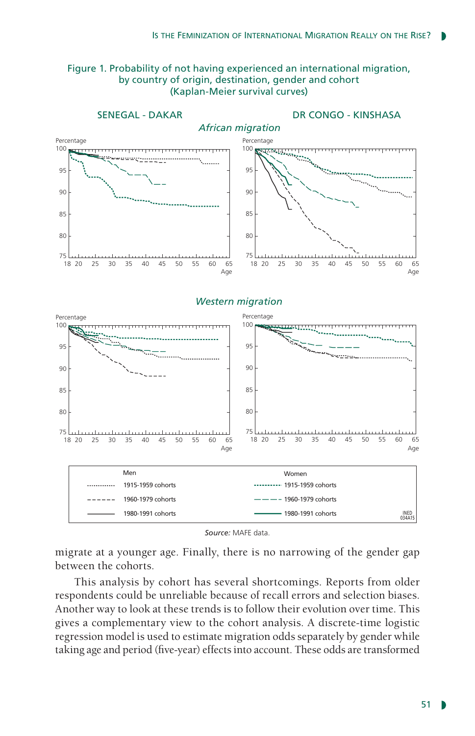Figure 1. Probability of not having experienced an international migration, by country of origin, destination, gender and cohort (Kaplan-Meier survival curves)

Source: MAFE data.

migrate at a younger age. Finally, there is no narrowing of the gender gap between the cohorts.

This analysis by cohort has several shortcomings. Reports from older respondents could be unreliable because of recall errors and selection biases. Another way to look at these trends is to follow their evolution over time. This gives a complementary view to the cohort analysis. A discrete-time logistic regression model is used to estimate migration odds separately by gender while taking age and period (five-year) effects into account. These odds are transformed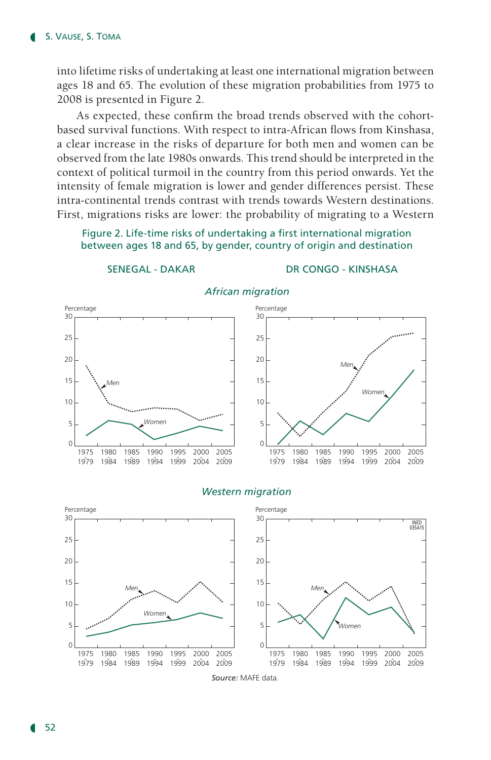into lifetime risks of undertaking at least one international migration between ages 18 and 65. The evolution of these migration probabilities from 1975 to 2008 is presented in Figure 2.

As expected, these confirm the broad trends observed with the cohort-based survival functions. With respect to intra-African flows from Kinshasa, a clear increase in the risks of departure for both men and women can be observed from the late 1980s onwards. This trend should be interpreted in the context of political turmoil in the country from this period onwards. Yet the intensity of female migration is lower and gender differences persist. These intra-continental trends contrast with trends towards Western destinations. First, migrations risks are lower: the probability of migrating to a Western

Figure 2. Life-time risks of undertaking a first international migration between ages 18 and 65, by gender, country of origin and destination

Source: MAFE data.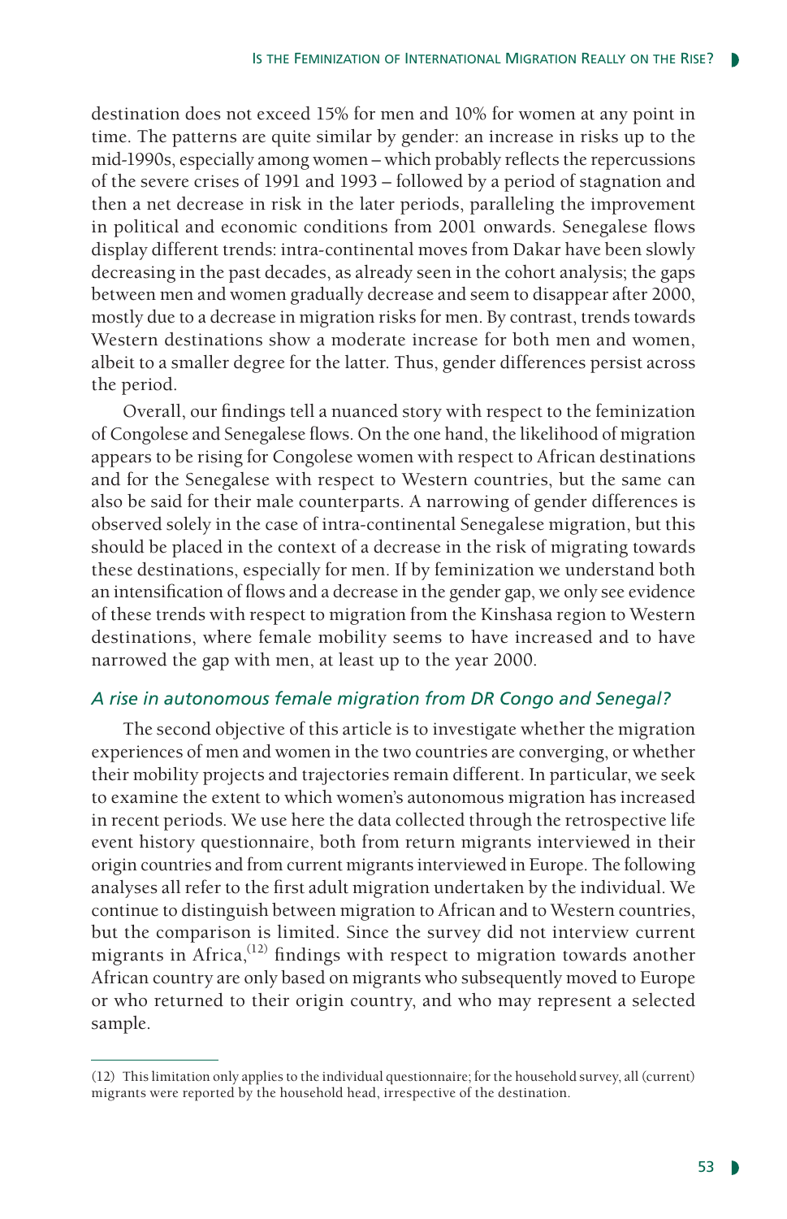destination does not exceed 15% for men and 10% for women at any point in time. The patterns are quite similar by gender: an increase in risks up to the mid-1990s, especially among women – which probably reflects the repercussions of the severe crises of 1991 and 1993 – followed by a period of stagnation and then a net decrease in risk in the later periods, paralleling the improvement in political and economic conditions from 2001 onwards. Senegalese flows display different trends: intra-continental moves from Dakar have been slowly decreasing in the past decades, as already seen in the cohort analysis; the gaps between men and women gradually decrease and seem to disappear after 2000, mostly due to a decrease in migration risks for men. By contrast, trends towards Western destinations show a moderate increase for both men and women, albeit to a smaller degree for the latter. Thus, gender differences persist across the period.

Overall, our findings tell a nuanced story with respect to the feminization of Congolese and Senegalese flows. On the one hand, the likelihood of migration appears to be rising for Congolese women with respect to African destinations and for the Senegalese with respect to Western countries, but the same can also be said for their male counterparts. A narrowing of gender differences is observed solely in the case of intra-continental Senegalese migration, but this should be placed in the context of a decrease in the risk of migrating towards these destinations, especially for men. If by feminization we understand both an intensification of flows and a decrease in the gender gap, we only see evidence of these trends with respect to migration from the Kinshasa region to Western destinations, where female mobility seems to have increased and to have narrowed the gap with men, at least up to the year 2000.

### *A rise in autonomous female migration from DR Congo and Senegal?*

The second objective of this article is to investigate whether the migration experiences of men and women in the two countries are converging, or whether their mobility projects and trajectories remain different. In particular, we seek to examine the extent to which women's autonomous migration has increased in recent periods. We use here the data collected through the retrospective life event history questionnaire, both from return migrants interviewed in their origin countries and from current migrants interviewed in Europe. The following analyses all refer to the first adult migration undertaken by the individual. We continue to distinguish between migration to African and to Western countries, but the comparison is limited. Since the survey did not interview current migrants in Africa,(12) findings with respect to migration towards another African country are only based on migrants who subsequently moved to Europe or who returned to their origin country, and who may represent a selected sample.

(12) This limitation only applies to the individual questionnaire; for the household survey, all (current) migrants were reported by the household head, irrespective of the destination.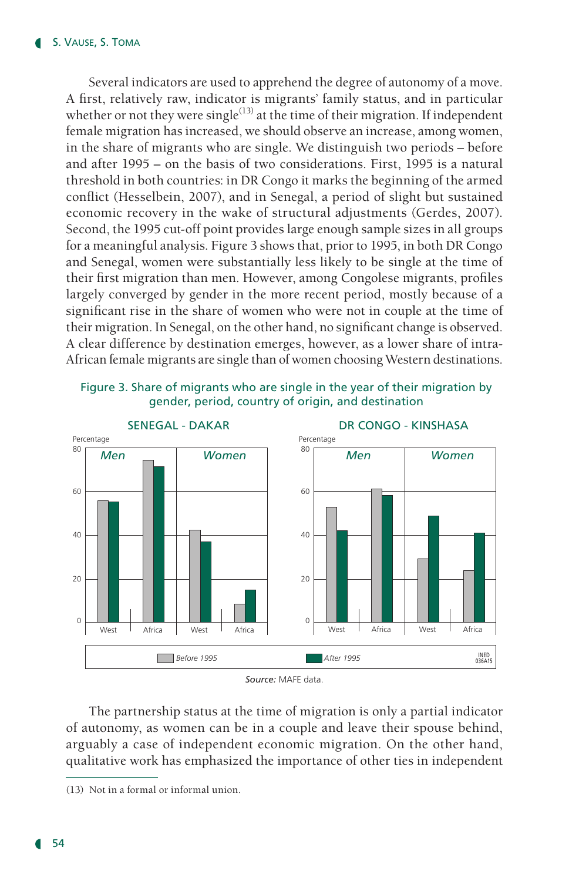Several indicators are used to apprehend the degree of autonomy of a move. A first, relatively raw, indicator is migrants' family status, and in particular whether or not they were single[13] at the time of their migration. If independent female migration has increased, we should observe an increase, among women, in the share of migrants who are single. We distinguish two periods – before and after 1995 – on the basis of two considerations. First, 1995 is a natural threshold in both countries: in DR Congo it marks the beginning of the armed conflict (Hesselbein, 2007), and in Senegal, a period of slight but sustained economic recovery in the wake of structural adjustments (Gerdes, 2007). Second, the 1995 cut-off point provides large enough sample sizes in all groups for a meaningful analysis. Figure 3 shows that, prior to 1995, in both DR Congo and Senegal, women were substantially less likely to be single at the time of their first migration than men. However, among Congolese migrants, profiles largely converged by gender in the more recent period, mostly because of a significant rise in the share of women who were not in couple at the time of their migration. In Senegal, on the other hand, no significant change is observed. A clear difference by destination emerges, however, as a lower share of intra-African female migrants are single than of women choosing Western destinations.

Figure 3. Share of migrants who are single in the year of their migration by gender, period, country of origin, and destination

SENEGAL - DAKAR / DR CONGO - KINSHASA

Percentage; Men / Women; West / Africa; Before 1995 / After 1995

INED 036A15

*Source:* MAFE data.

The partnership status at the time of migration is only a partial indicator of autonomy, as women can be in a couple and leave their spouse behind, arguably a case of independent economic migration. On the other hand, qualitative work has emphasized the importance of other ties in independent

(13) Not in a formal or informal union.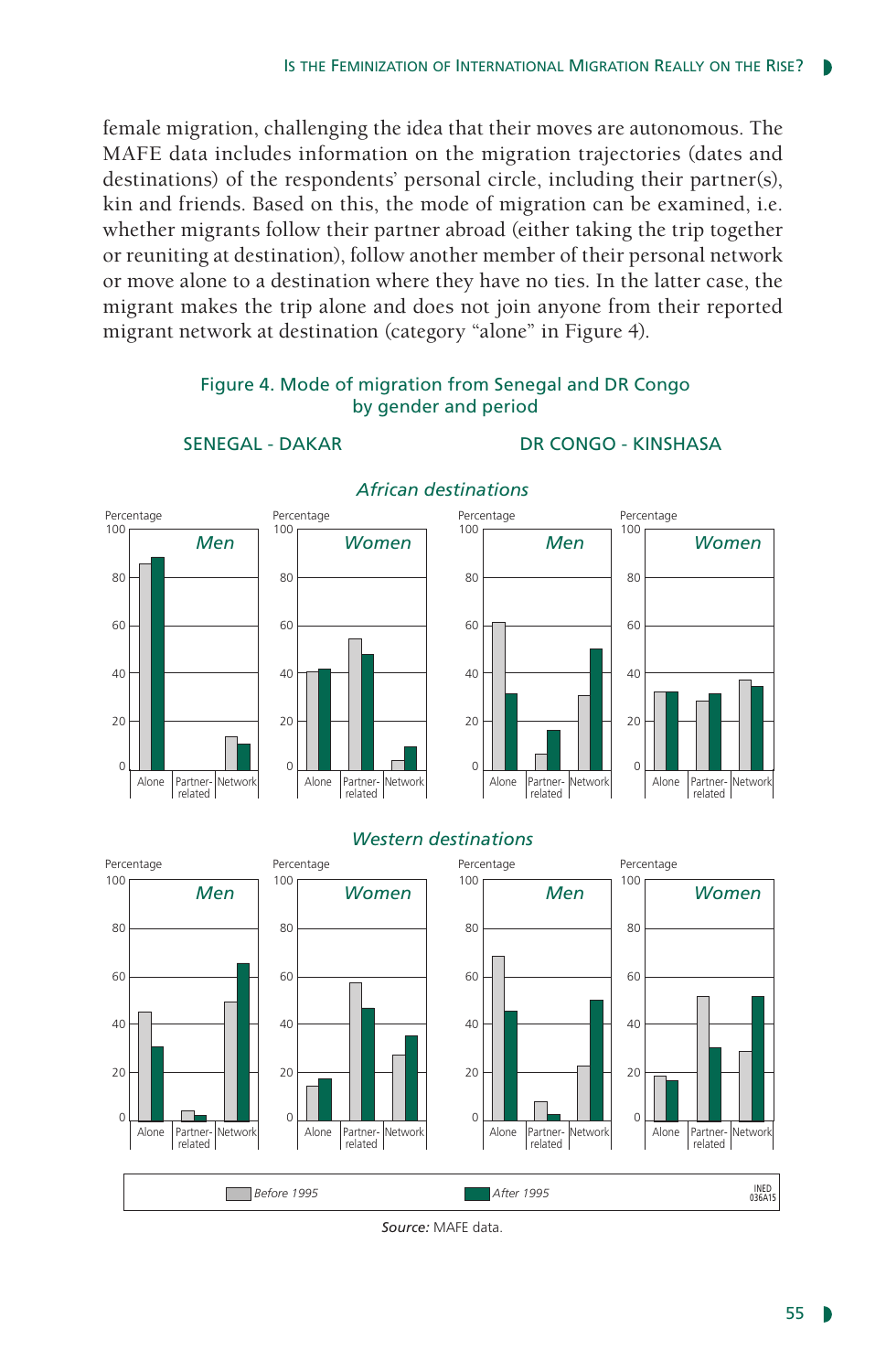female migration, challenging the idea that their moves are autonomous. The MAFE data includes information on the migration trajectories (dates and destinations) of the respondents' personal circle, including their partner(s), kin and friends. Based on this, the mode of migration can be examined, i.e. whether migrants follow their partner abroad (either taking the trip together or reuniting at destination), follow another member of their personal network or move alone to a destination where they have no ties. In the latter case, the migrant makes the trip alone and does not join anyone from their reported migrant network at destination (category "alone" in Figure 4).

Figure 4. Mode of migration from Senegal and DR Congo by gender and period

SENEGAL - DAKAR | DR CONGO - KINSHASA

*African destinations*

*Western destinations*

Before 1995 | After 1995

INED 036A15

*Source:* MAFE data.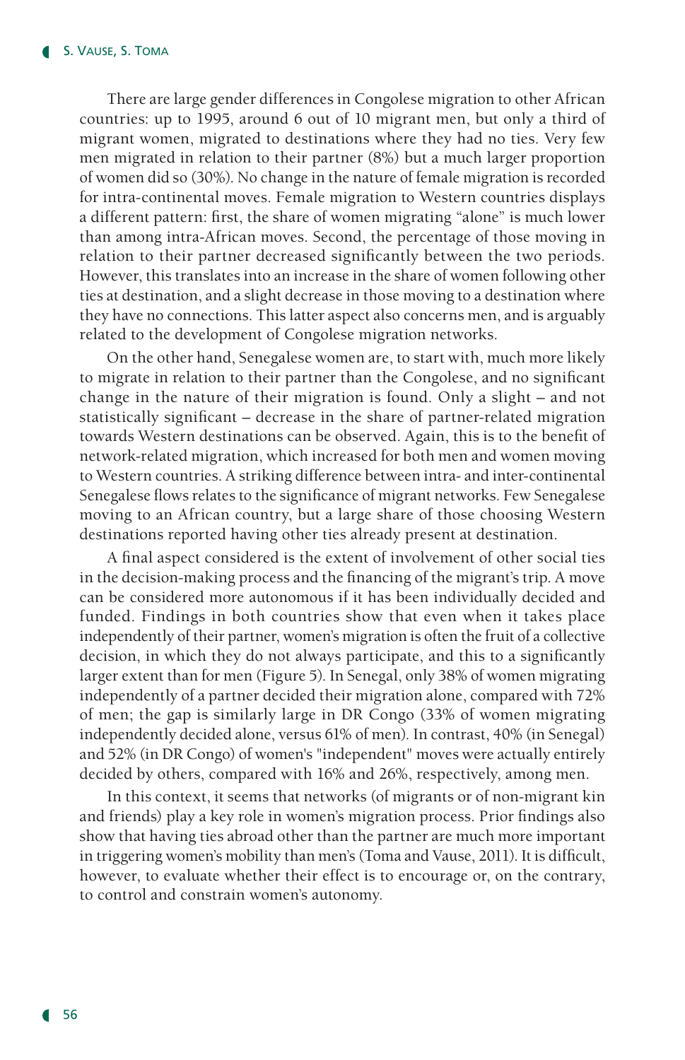There are large gender differences in Congolese migration to other African countries: up to 1995, around 6 out of 10 migrant men, but only a third of migrant women, migrated to destinations where they had no ties. Very few men migrated in relation to their partner (8%) but a much larger proportion of women did so (30%). No change in the nature of female migration is recorded for intra-continental moves. Female migration to Western countries displays a different pattern: first, the share of women migrating “alone” is much lower than among intra-African moves. Second, the percentage of those moving in relation to their partner decreased significantly between the two periods. However, this translates into an increase in the share of women following other ties at destination, and a slight decrease in those moving to a destination where they have no connections. This latter aspect also concerns men, and is arguably related to the development of Congolese migration networks.

On the other hand, Senegalese women are, to start with, much more likely to migrate in relation to their partner than the Congolese, and no significant change in the nature of their migration is found. Only a slight – and not statistically significant – decrease in the share of partner-related migration towards Western destinations can be observed. Again, this is to the benefit of network-related migration, which increased for both men and women moving to Western countries. A striking difference between intra- and inter-continental Senegalese flows relates to the significance of migrant networks. Few Senegalese moving to an African country, but a large share of those choosing Western destinations reported having other ties already present at destination.

A final aspect considered is the extent of involvement of other social ties in the decision-making process and the financing of the migrant's trip. A move can be considered more autonomous if it has been individually decided and funded. Findings in both countries show that even when it takes place independently of their partner, women's migration is often the fruit of a collective decision, in which they do not always participate, and this to a significantly larger extent than for men (Figure 5). In Senegal, only 38% of women migrating independently of a partner decided their migration alone, compared with 72% of men; the gap is similarly large in DR Congo (33% of women migrating independently decided alone, versus 61% of men). In contrast, 40% (in Senegal) and 52% (in DR Congo) of women's "independent" moves were actually entirely decided by others, compared with 16% and 26%, respectively, among men.

In this context, it seems that networks (of migrants or of non-migrant kin and friends) play a key role in women's migration process. Prior findings also show that having ties abroad other than the partner are much more important in triggering women's mobility than men's (Toma and Vause, 2011). It is difficult, however, to evaluate whether their effect is to encourage or, on the contrary, to control and constrain women's autonomy.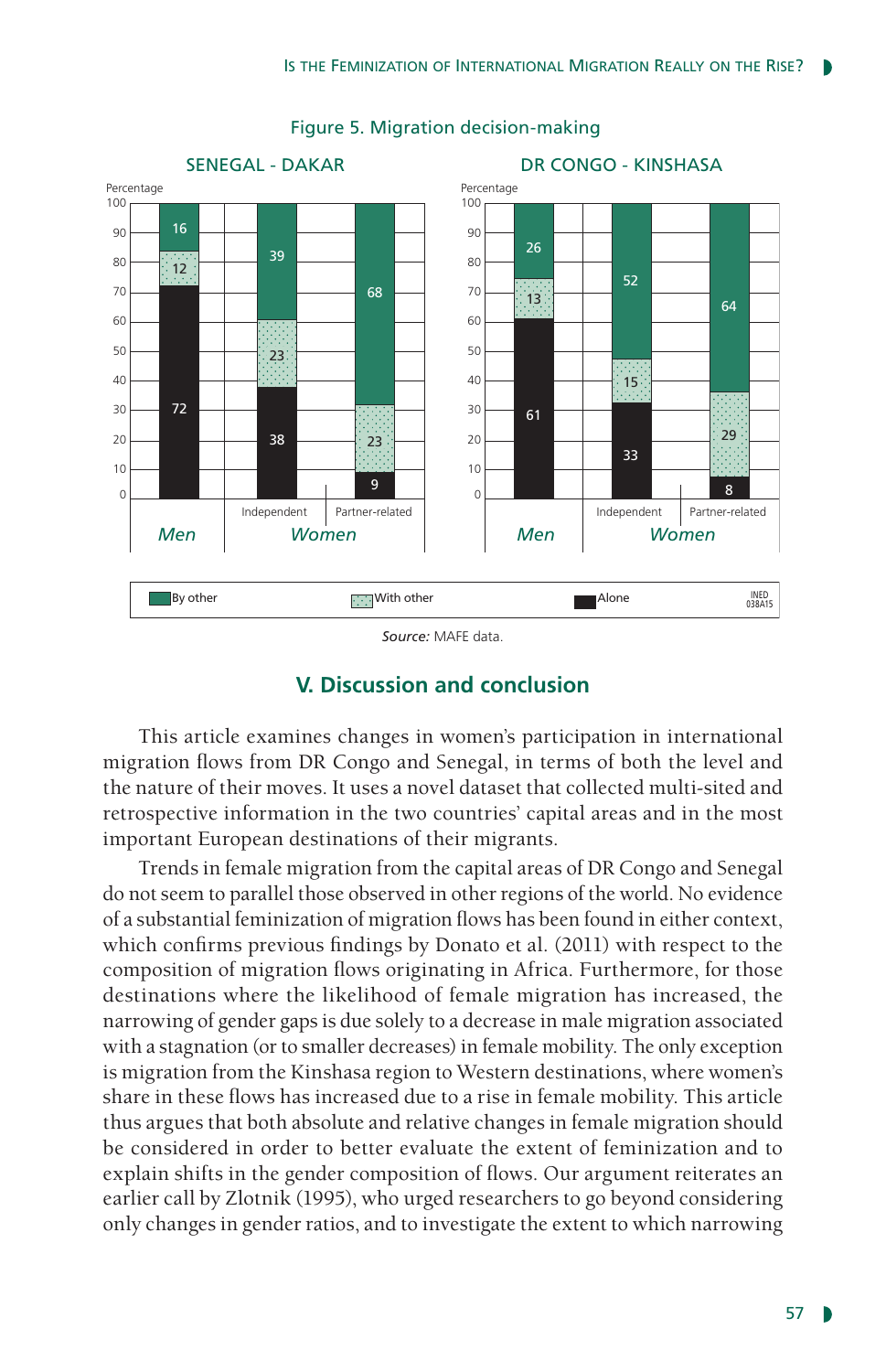Figure 5. Migration decision-making

| | SENEGAL - DAKAR | | | DR CONGO - KINSHASA | | |
|---|---|---|---|---|---|---|
| | Men | Women – Independent | Women – Partner-related | Men | Women – Independent | Women – Partner-related |
| By other | 16 | 39 | 68 | 26 | 52 | 64 |
| With other | 12 | 23 | 23 | 13 | 15 | 29 |
| Alone | 72 | 38 | 9 | 61 | 33 | 8 |

*Source:* MAFE data.

## V. Discussion and conclusion

This article examines changes in women's participation in international migration flows from DR Congo and Senegal, in terms of both the level and the nature of their moves. It uses a novel dataset that collected multi-sited and retrospective information in the two countries' capital areas and in the most important European destinations of their migrants.

Trends in female migration from the capital areas of DR Congo and Senegal do not seem to parallel those observed in other regions of the world. No evidence of a substantial feminization of migration flows has been found in either context, which confirms previous findings by Donato et al. (2011) with respect to the composition of migration flows originating in Africa. Furthermore, for those destinations where the likelihood of female migration has increased, the narrowing of gender gaps is due solely to a decrease in male migration associated with a stagnation (or to smaller decreases) in female mobility. The only exception is migration from the Kinshasa region to Western destinations, where women's share in these flows has increased due to a rise in female mobility. This article thus argues that both absolute and relative changes in female migration should be considered in order to better evaluate the extent of feminization and to explain shifts in the gender composition of flows. Our argument reiterates an earlier call by Zlotnik (1995), who urged researchers to go beyond considering only changes in gender ratios, and to investigate the extent to which narrowing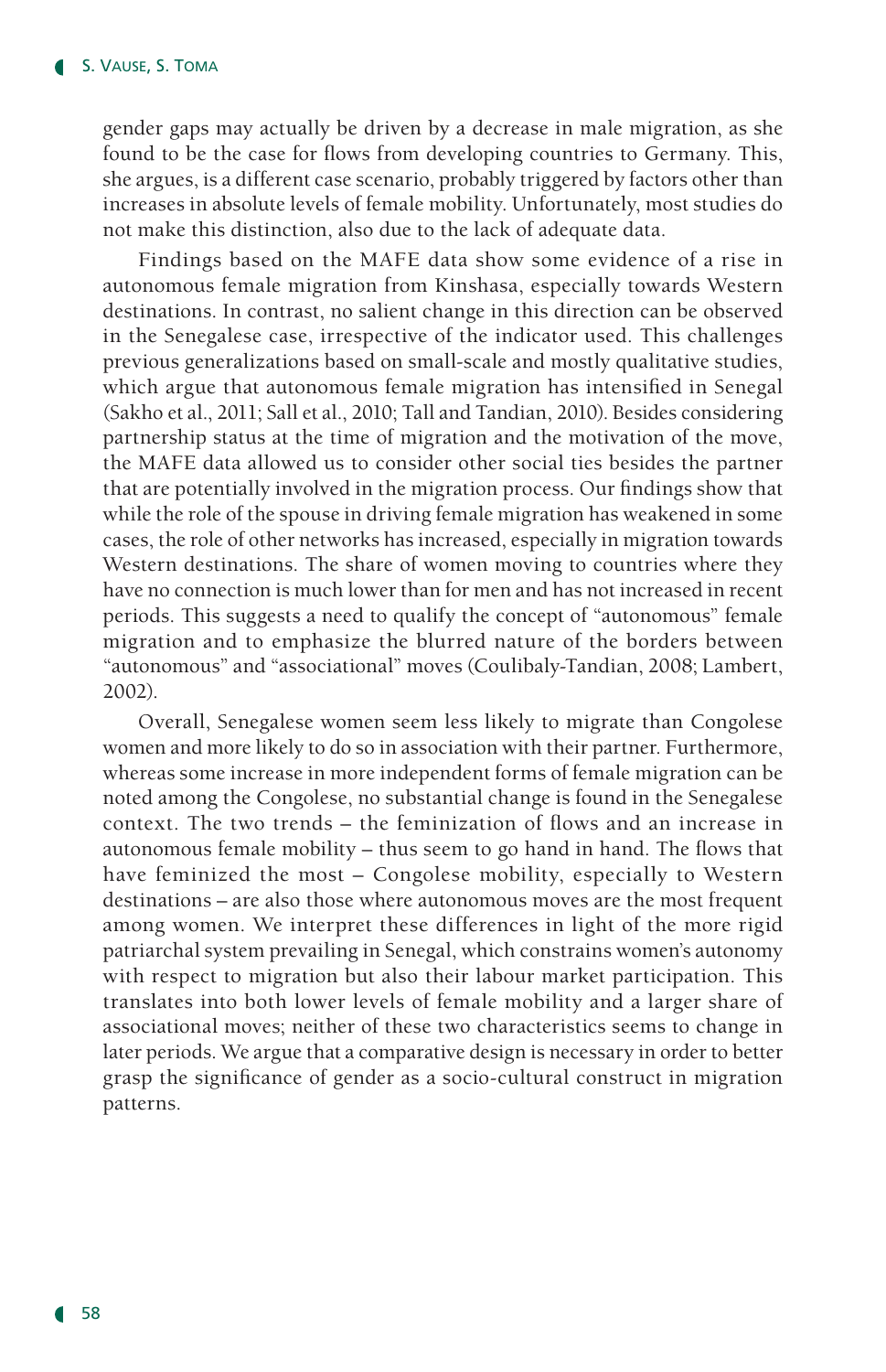gender gaps may actually be driven by a decrease in male migration, as she found to be the case for flows from developing countries to Germany. This, she argues, is a different case scenario, probably triggered by factors other than increases in absolute levels of female mobility. Unfortunately, most studies do not make this distinction, also due to the lack of adequate data.

Findings based on the MAFE data show some evidence of a rise in autonomous female migration from Kinshasa, especially towards Western destinations. In contrast, no salient change in this direction can be observed in the Senegalese case, irrespective of the indicator used. This challenges previous generalizations based on small-scale and mostly qualitative studies, which argue that autonomous female migration has intensified in Senegal (Sakho et al., 2011; Sall et al., 2010; Tall and Tandian, 2010). Besides considering partnership status at the time of migration and the motivation of the move, the MAFE data allowed us to consider other social ties besides the partner that are potentially involved in the migration process. Our findings show that while the role of the spouse in driving female migration has weakened in some cases, the role of other networks has increased, especially in migration towards Western destinations. The share of women moving to countries where they have no connection is much lower than for men and has not increased in recent periods. This suggests a need to qualify the concept of "autonomous" female migration and to emphasize the blurred nature of the borders between "autonomous" and "associational" moves (Coulibaly-Tandian, 2008; Lambert, 2002).

Overall, Senegalese women seem less likely to migrate than Congolese women and more likely to do so in association with their partner. Furthermore, whereas some increase in more independent forms of female migration can be noted among the Congolese, no substantial change is found in the Senegalese context. The two trends – the feminization of flows and an increase in autonomous female mobility – thus seem to go hand in hand. The flows that have feminized the most – Congolese mobility, especially to Western destinations – are also those where autonomous moves are the most frequent among women. We interpret these differences in light of the more rigid patriarchal system prevailing in Senegal, which constrains women's autonomy with respect to migration but also their labour market participation. This translates into both lower levels of female mobility and a larger share of associational moves; neither of these two characteristics seems to change in later periods. We argue that a comparative design is necessary in order to better grasp the significance of gender as a socio-cultural construct in migration patterns.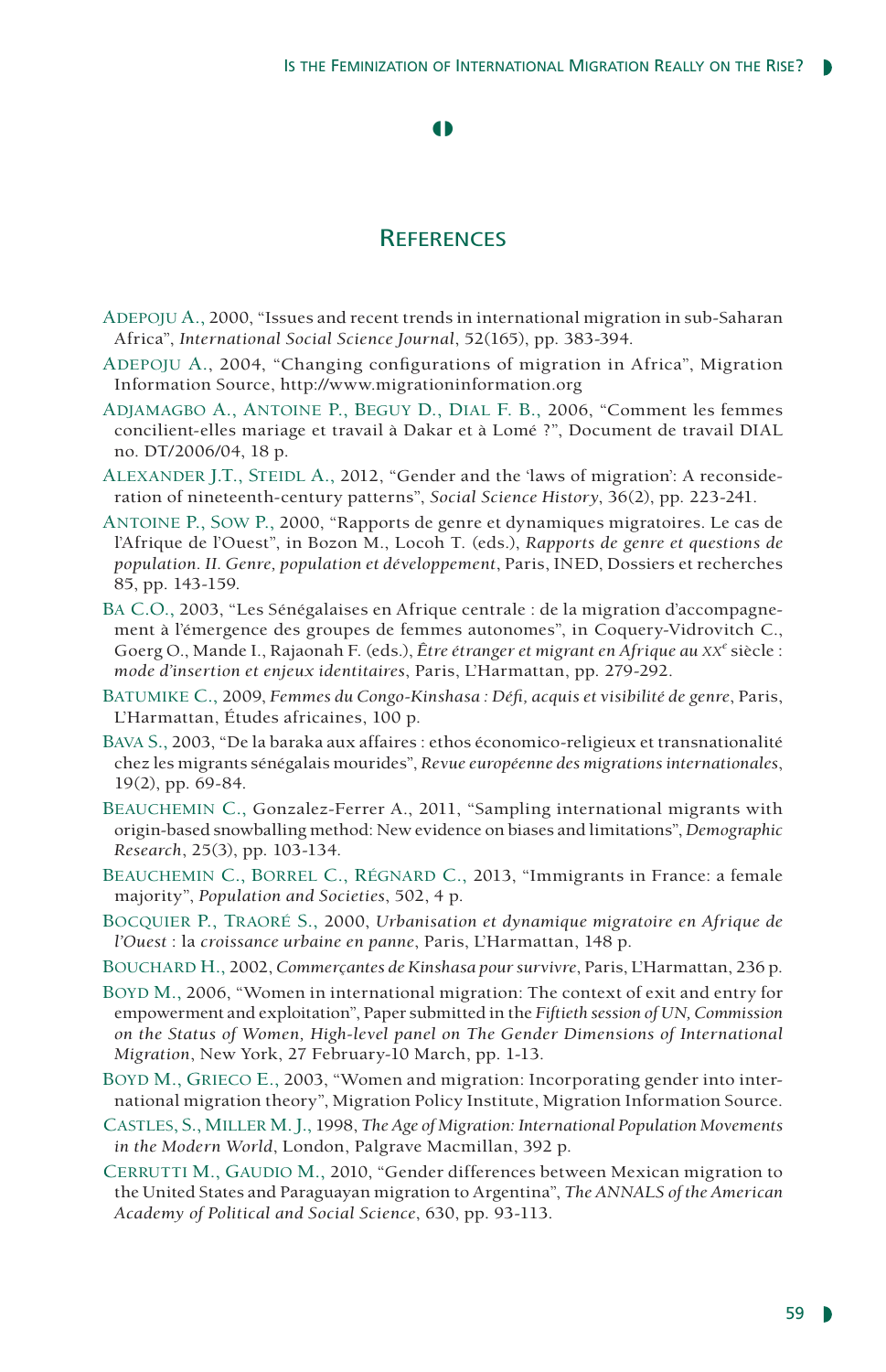## References

Adepoju A., 2000, "Issues and recent trends in international migration in sub-Saharan Africa", *International Social Science Journal*, 52(165), pp. 383-394.

Adepoju A., 2004, "Changing configurations of migration in Africa", Migration Information Source, http://www.migrationinformation.org

Adjamagbo A., Antoine P., Beguy D., Dial F. B., 2006, "Comment les femmes concilient-elles mariage et travail à Dakar et à Lomé ?", Document de travail DIAL no. DT/2006/04, 18 p.

Alexander J.T., Steidl A., 2012, "Gender and the 'laws of migration': A reconsideration of nineteenth-century patterns", *Social Science History*, 36(2), pp. 223-241.

Antoine P., Sow P., 2000, "Rapports de genre et dynamiques migratoires. Le cas de l'Afrique de l'Ouest", in Bozon M., Locoh T. (eds.), *Rapports de genre et questions de population. II. Genre, population et développement*, Paris, INED, Dossiers et recherches 85, pp. 143-159.

Ba C.O., 2003, "Les Sénégalaises en Afrique centrale : de la migration d'accompagnement à l'émergence des groupes de femmes autonomes", in Coquery-Vidrovitch C., Goerg O., Mande I., Rajaonah F. (eds.), *Être étranger et migrant en Afrique au XX*[e] siècle : *mode d'insertion et enjeux identitaires*, Paris, L'Harmattan, pp. 279-292.

Batumike C., 2009, *Femmes du Congo-Kinshasa : Défi, acquis et visibilité de genre*, Paris, L'Harmattan, Études africaines, 100 p.

Bava S., 2003, "De la baraka aux affaires : ethos économico-religieux et transnationalité chez les migrants sénégalais mourides", *Revue européenne des migrations internationales*, 19(2), pp. 69-84.

Beauchemin C., Gonzalez-Ferrer A., 2011, "Sampling international migrants with origin-based snowballing method: New evidence on biases and limitations", *Demographic Research*, 25(3), pp. 103-134.

Beauchemin C., Borrel C., Régnard C., 2013, "Immigrants in France: a female majority", *Population and Societies*, 502, 4 p.

Bocquier P., Traoré S., 2000, *Urbanisation et dynamique migratoire en Afrique de l'Ouest* : la *croissance urbaine en panne*, Paris, L'Harmattan, 148 p.

Bouchard H., 2002, *Commerçantes de Kinshasa pour survivre*, Paris, L'Harmattan, 236 p.

Boyd M., 2006, "Women in international migration: The context of exit and entry for empowerment and exploitation", Paper submitted in the *Fiftieth session of UN, Commission on the Status of Women, High-level panel on The Gender Dimensions of International Migration*, New York, 27 February-10 March, pp. 1-13.

Boyd M., Grieco E., 2003, "Women and migration: Incorporating gender into international migration theory", Migration Policy Institute, Migration Information Source.

Castles, S., Miller M. J., 1998, *The Age of Migration: International Population Movements in the Modern World*, London, Palgrave Macmillan, 392 p.

Cerrutti M., Gaudio M., 2010, "Gender differences between Mexican migration to the United States and Paraguayan migration to Argentina", *The ANNALS of the American Academy of Political and Social Science*, 630, pp. 93-113.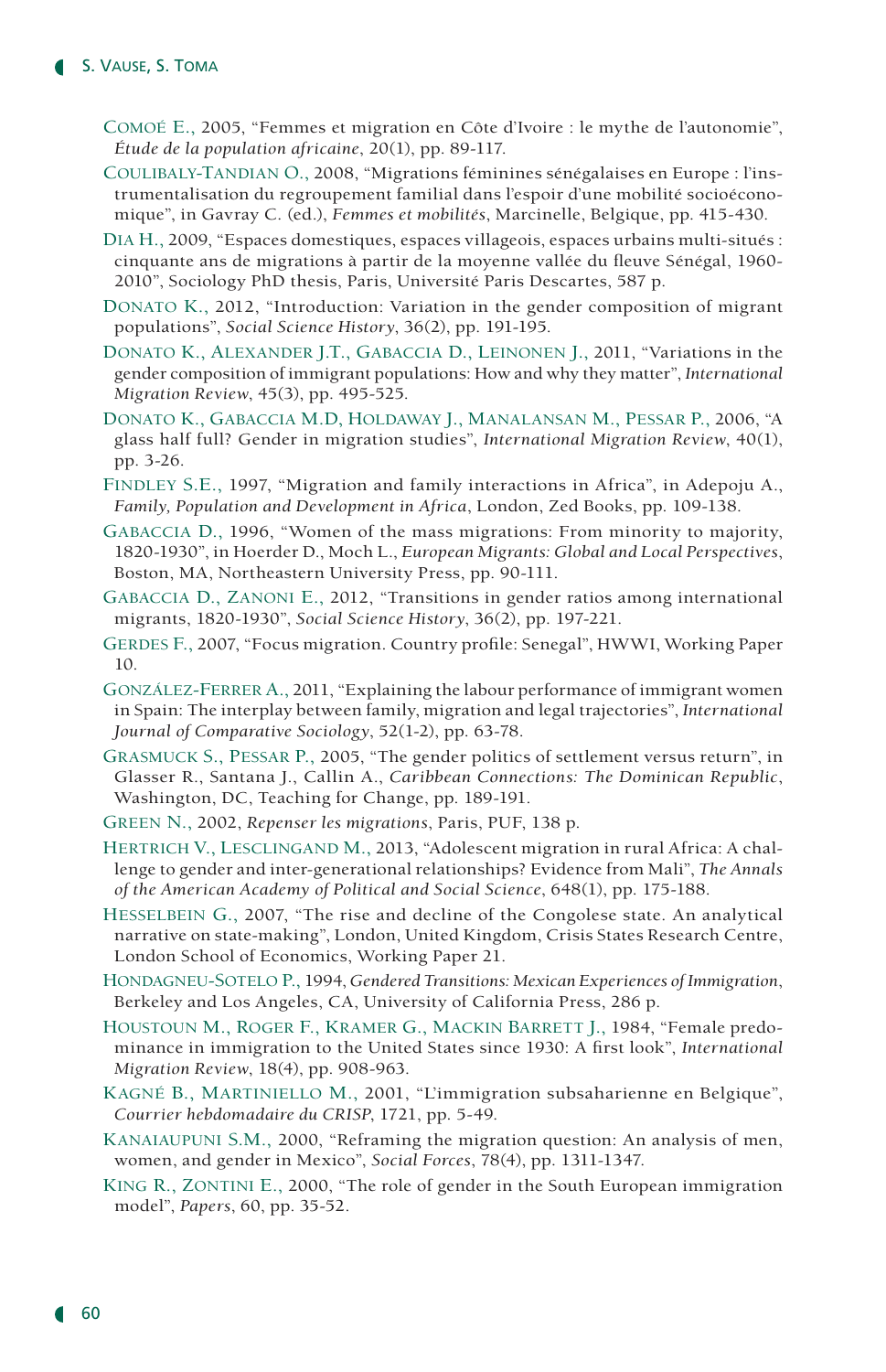Comoé E., 2005, “Femmes et migration en Côte d’Ivoire : le mythe de l’autonomie”, *Étude de la population africaine*, 20(1), pp. 89-117.

Coulibaly-Tandian O., 2008, “Migrations féminines sénégalaises en Europe : l’instrumentalisation du regroupement familial dans l’espoir d’une mobilité socioéconomique”, in Gavray C. (ed.), *Femmes et mobilités*, Marcinelle, Belgique, pp. 415-430.

Dia H., 2009, “Espaces domestiques, espaces villageois, espaces urbains multi-situés : cinquante ans de migrations à partir de la moyenne vallée du fleuve Sénégal, 1960-2010”, Sociology PhD thesis, Paris, Université Paris Descartes, 587 p.

Donato K., 2012, “Introduction: Variation in the gender composition of migrant populations”, *Social Science History*, 36(2), pp. 191-195.

Donato K., Alexander J.T., Gabaccia D., Leinonen J., 2011, “Variations in the gender composition of immigrant populations: How and why they matter”, *International Migration Review*, 45(3), pp. 495-525.

Donato K., Gabaccia M.D, Holdaway J., Manalansan M., Pessar P., 2006, “A glass half full? Gender in migration studies”, *International Migration Review*, 40(1), pp. 3-26.

Findley S.E., 1997, “Migration and family interactions in Africa”, in Adepoju A., *Family, Population and Development in Africa*, London, Zed Books, pp. 109-138.

Gabaccia D., 1996, “Women of the mass migrations: From minority to majority, 1820-1930”, in Hoerder D., Moch L., *European Migrants: Global and Local Perspectives*, Boston, MA, Northeastern University Press, pp. 90-111.

Gabaccia D., Zanoni E., 2012, “Transitions in gender ratios among international migrants, 1820-1930”, *Social Science History*, 36(2), pp. 197-221.

Gerdes F., 2007, “Focus migration. Country profile: Senegal”, HWWI, Working Paper 10.

González-Ferrer A., 2011, “Explaining the labour performance of immigrant women in Spain: The interplay between family, migration and legal trajectories”, *International Journal of Comparative Sociology*, 52(1-2), pp. 63-78.

Grasmuck S., Pessar P., 2005, “The gender politics of settlement versus return”, in Glasser R., Santana J., Callin A., *Caribbean Connections: The Dominican Republic*, Washington, DC, Teaching for Change, pp. 189-191.

Green N., 2002, *Repenser les migrations*, Paris, PUF, 138 p.

Hertrich V., Lesclingand M., 2013, “Adolescent migration in rural Africa: A challenge to gender and inter-generational relationships? Evidence from Mali”, *The Annals of the American Academy of Political and Social Science*, 648(1), pp. 175-188.

Hesselbein G., 2007, “The rise and decline of the Congolese state. An analytical narrative on state-making”, London, United Kingdom, Crisis States Research Centre, London School of Economics, Working Paper 21.

Hondagneu-Sotelo P., 1994, *Gendered Transitions: Mexican Experiences of Immigration*, Berkeley and Los Angeles, CA, University of California Press, 286 p.

Houstoun M., Roger F., Kramer G., Mackin Barrett J., 1984, “Female predominance in immigration to the United States since 1930: A first look”, *International Migration Review*, 18(4), pp. 908-963.

Kagné B., Martiniello M., 2001, “L’immigration subsaharienne en Belgique”, *Courrier hebdomadaire du CRISP*, 1721, pp. 5-49.

Kanaiaupuni S.M., 2000, “Reframing the migration question: An analysis of men, women, and gender in Mexico”, *Social Forces*, 78(4), pp. 1311-1347.

King R., Zontini E., 2000, “The role of gender in the South European immigration model”, *Papers*, 60, pp. 35-52.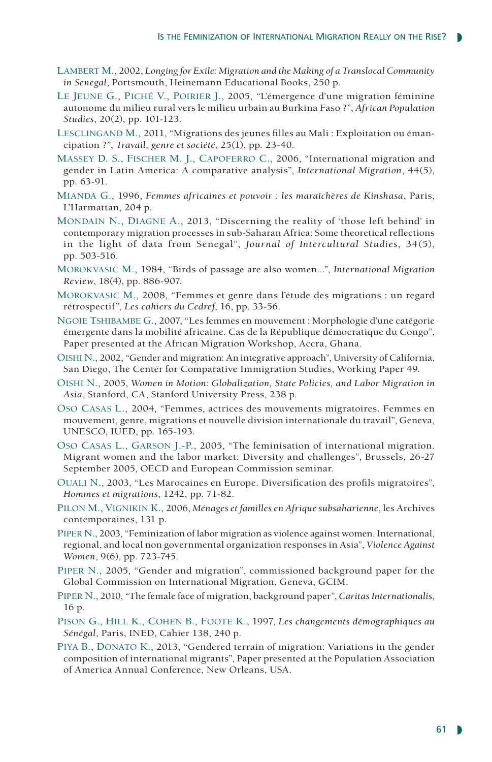Lambert M., 2002, *Longing for Exile: Migration and the Making of a Translocal Community in Senegal*, Portsmouth, Heinemann Educational Books, 250 p.

Le Jeune G., Piché V., Poirier J., 2005, "L'émergence d'une migration féminine autonome du milieu rural vers le milieu urbain au Burkina Faso ?", *African Population Studies*, 20(2), pp. 101-123.

Lesclingand M., 2011, "Migrations des jeunes filles au Mali : Exploitation ou émancipation ?", *Travail, genre et société*, 25(1), pp. 23-40.

Massey D. S., Fischer M. J., Capoferro C., 2006, "International migration and gender in Latin America: A comparative analysis", *International Migration*, 44(5), pp. 63-91.

Mianda G., 1996, *Femmes africaines et pouvoir : les maraîchères de Kinshasa*, Paris, L'Harmattan, 204 p.

Mondain N., Diagne A., 2013, "Discerning the reality of 'those left behind' in contemporary migration processes in sub-Saharan Africa: Some theoretical reflections in the light of data from Senegal", *Journal of Intercultural Studies*, 34(5), pp. 503-516.

Morokvasic M., 1984, "Birds of passage are also women...", *International Migration Review*, 18(4), pp. 886-907.

Morokvasic M., 2008, "Femmes et genre dans l'étude des migrations : un regard rétrospectif", *Les cahiers du Cedref*, 16, pp. 33-56.

Ngoie Tshibambe G., 2007, "Les femmes en mouvement : Morphologie d'une catégorie émergente dans la mobilité africaine. Cas de la République démocratique du Congo", Paper presented at the African Migration Workshop, Accra, Ghana.

Oishi N., 2002, "Gender and migration: An integrative approach", University of California, San Diego, The Center for Comparative Immigration Studies, Working Paper 49.

Oishi N., 2005, *Women in Motion: Globalization, State Policies, and Labor Migration in Asia*, Stanford, CA, Stanford University Press, 238 p.

Oso Casas L., 2004, "Femmes, actrices des mouvements migratoires. Femmes en mouvement, genre, migrations et nouvelle division internationale du travail", Geneva, UNESCO, IUED, pp. 165-193.

Oso Casas L., Garson J.-P., 2005, "The feminisation of international migration. Migrant women and the labor market: Diversity and challenges", Brussels, 26-27 September 2005, OECD and European Commission seminar.

Ouali N., 2003, "Les Marocaines en Europe. Diversification des profils migratoires", *Hommes et migrations*, 1242, pp. 71-82.

Pilon M., Vignikin K., 2006, *Ménages et familles en Afrique subsaharienne*, les Archives contemporaines, 131 p.

Piper N., 2003, "Feminization of labor migration as violence against women. International, regional, and local non governmental organization responses in Asia", *Violence Against Women*, 9(6), pp. 723-745.

Piper N., 2005, "Gender and migration", commissioned background paper for the Global Commission on International Migration, Geneva, GCIM.

Piper N., 2010, "The female face of migration, background paper", *Caritas Internationalis*, 16 p.

Pison G., Hill K., Cohen B., Foote K., 1997, *Les changements démographiques au Sénégal*, Paris, INED, Cahier 138, 240 p.

Piya B., Donato K., 2013, "Gendered terrain of migration: Variations in the gender composition of international migrants", Paper presented at the Population Association of America Annual Conference, New Orleans, USA.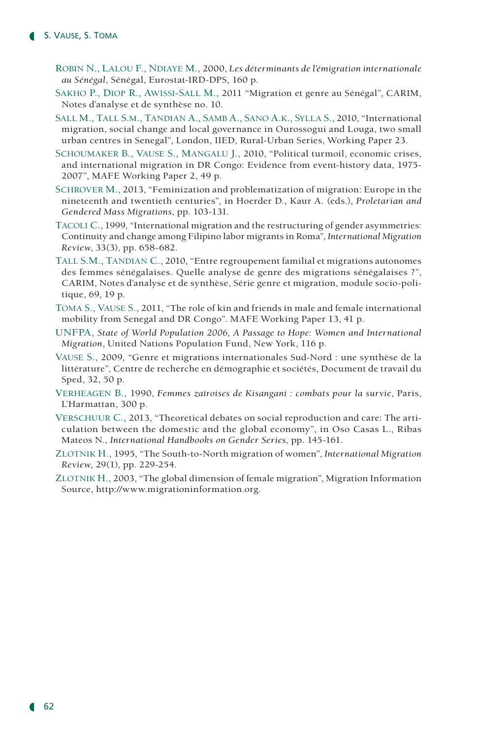Robin N., Lalou F., Ndiaye M., 2000, *Les déterminants de l'émigration internationale au Sénégal*, Sénégal, Eurostat-IRD-DPS, 160 p.

Sakho P., Diop R., Awissi-Sall M., 2011 "Migration et genre au Sénégal", CARIM, Notes d'analyse et de synthèse no. 10.

Sall M., Tall S.M., Tandian A., Samb A., Sano A.K., Sylla S., 2010, "International migration, social change and local governance in Ourossogui and Louga, two small urban centres in Senegal", London, IIED, Rural-Urban Series, Working Paper 23.

Schoumaker B., Vause S., Mangalu J., 2010, "Political turmoil, economic crises, and international migration in DR Congo: Evidence from event-history data, 1975-2007", MAFE Working Paper 2, 49 p.

Schrover M., 2013, "Feminization and problematization of migration: Europe in the nineteenth and twentieth centuries", in Hoerder D., Kaur A. (eds.), *Proletarian and Gendered Mass Migrations*, pp. 103-131.

Tacoli C., 1999, "International migration and the restructuring of gender asymmetries: Continuity and change among Filipino labor migrants in Roma", *International Migration Review*, 33(3), pp. 658-682.

Tall S.M., Tandian C., 2010, "Entre regroupement familial et migrations autonomes des femmes sénégalaises. Quelle analyse de genre des migrations sénégalaises ?", CARIM, Notes d'analyse et de synthèse, Série genre et migration, module socio-politique, 69, 19 p.

Toma S., Vause S., 2011, "The role of kin and friends in male and female international mobility from Senegal and DR Congo". MAFE Working Paper 13, 41 p.

UNFPA, *State of World Population 2006, A Passage to Hope: Women and International Migration*, United Nations Population Fund, New York, 116 p.

Vause S., 2009, "Genre et migrations internationales Sud-Nord : une synthèse de la littérature", Centre de recherche en démographie et sociétés, Document de travail du Sped, 32, 50 p.

Verheagen B., 1990, *Femmes zaïroises de Kisangani : combats pour la survie*, Paris, L'Harmattan, 300 p.

Verschuur C., 2013, "Theoretical debates on social reproduction and care: The articulation between the domestic and the global economy", in Oso Casas L., Ribas Mateos N., *International Handbooks on Gender Series*, pp. 145-161.

Zlotnik H., 1995, "The South-to-North migration of women", *International Migration Review*, 29(1), pp. 229-254.

Zlotnik H., 2003, "The global dimension of female migration", Migration Information Source, http://www.migrationinformation.org.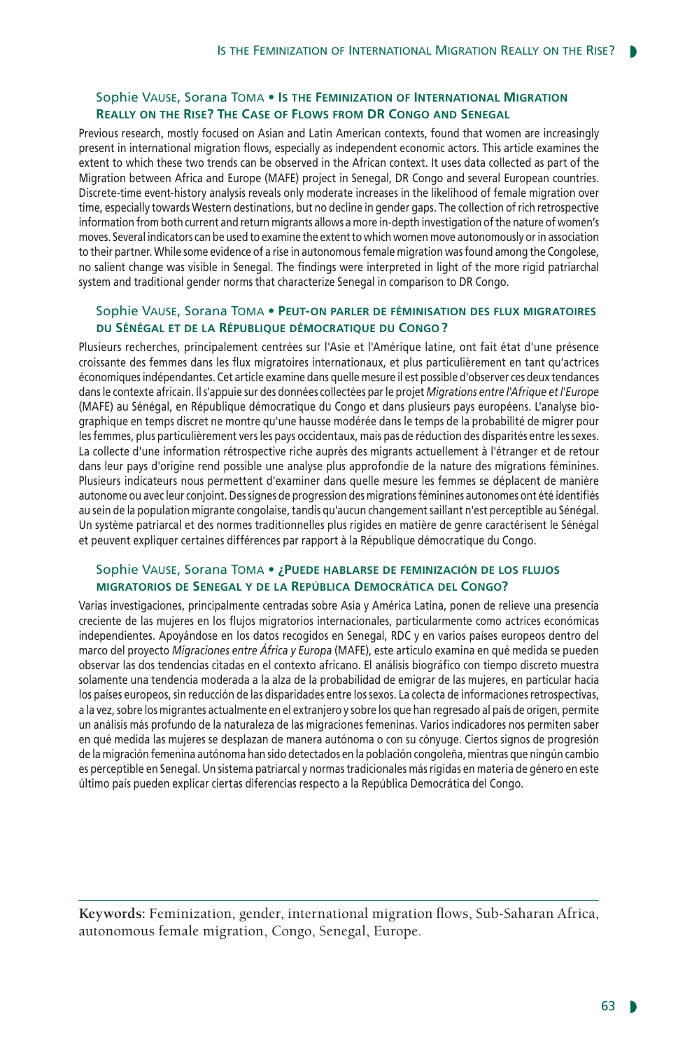## Sophie Vause, Sorana Toma • **Is the Feminization of International Migration Really on the Rise? The Case of Flows from DR Congo and Senegal**

Previous research, mostly focused on Asian and Latin American contexts, found that women are increasingly present in international migration flows, especially as independent economic actors. This article examines the extent to which these two trends can be observed in the African context. It uses data collected as part of the Migration between Africa and Europe (MAFE) project in Senegal, DR Congo and several European countries. Discrete-time event-history analysis reveals only moderate increases in the likelihood of female migration over time, especially towards Western destinations, but no decline in gender gaps. The collection of rich retrospective information from both current and return migrants allows a more in-depth investigation of the nature of women's moves. Several indicators can be used to examine the extent to which women move autonomously or in association to their partner. While some evidence of a rise in autonomous female migration was found among the Congolese, no salient change was visible in Senegal. The findings were interpreted in light of the more rigid patriarchal system and traditional gender norms that characterize Senegal in comparison to DR Congo.

## Sophie Vause, Sorana Toma • **Peut-on parler de féminisation des flux migratoires du Sénégal et de la République démocratique du Congo ?**

Plusieurs recherches, principalement centrées sur l'Asie et l'Amérique latine, ont fait état d'une présence croissante des femmes dans les flux migratoires internationaux, et plus particulièrement en tant qu'actrices économiques indépendantes. Cet article examine dans quelle mesure il est possible d'observer ces deux tendances dans le contexte africain. Il s'appuie sur des données collectées par le projet *Migrations entre l'Afrique et l'Europe* (MAFE) au Sénégal, en République démocratique du Congo et dans plusieurs pays européens. L'analyse biographique en temps discret ne montre qu'une hausse modérée dans le temps de la probabilité de migrer pour les femmes, plus particulièrement vers les pays occidentaux, mais pas de réduction des disparités entre les sexes. La collecte d'une information rétrospective riche auprès des migrants actuellement à l'étranger et de retour dans leur pays d'origine rend possible une analyse plus approfondie de la nature des migrations féminines. Plusieurs indicateurs nous permettent d'examiner dans quelle mesure les femmes se déplacent de manière autonome ou avec leur conjoint. Des signes de progression des migrations féminines autonomes ont été identifiés au sein de la population migrante congolaise, tandis qu'aucun changement saillant n'est perceptible au Sénégal. Un système patriarcal et des normes traditionnelles plus rigides en matière de genre caractérisent le Sénégal et peuvent expliquer certaines différences par rapport à la République démocratique du Congo.

## Sophie Vause, Sorana Toma • **¿Puede hablarse de feminización de los flujos migratorios de Senegal y de la República Democrática del Congo?**

Varias investigaciones, principalmente centradas sobre Asia y América Latina, ponen de relieve una presencia creciente de las mujeres en los flujos migratorios internacionales, particularmente como actrices económicas independientes. Apoyándose en los datos recogidos en Senegal, RDC y en varios países europeos dentro del marco del proyecto *Migraciones entre África y Europa* (MAFE), este artículo examina en qué medida se pueden observar las dos tendencias citadas en el contexto africano. El análisis biográfico con tiempo discreto muestra solamente una tendencia moderada a la alza de la probabilidad de emigrar de las mujeres, en particular hacia los países europeos, sin reducción de las disparidades entre los sexos. La colecta de informaciones retrospectivas, a la vez, sobre los migrantes actualmente en el extranjero y sobre los que han regresado al país de origen, permite un análisis más profundo de la naturaleza de las migraciones femeninas. Varios indicadores nos permiten saber en qué medida las mujeres se desplazan de manera autónoma o con su cónyuge. Ciertos signos de progresión de la migración femenina autónoma han sido detectados en la población congoleña, mientras que ningún cambio es perceptible en Senegal. Un sistema patriarcal y normas tradicionales más rígidas en materia de género en este último país pueden explicar ciertas diferencias respecto a la República Democrática del Congo.

---

**Keywords**: Feminization, gender, international migration flows, Sub-Saharan Africa, autonomous female migration, Congo, Senegal, Europe.